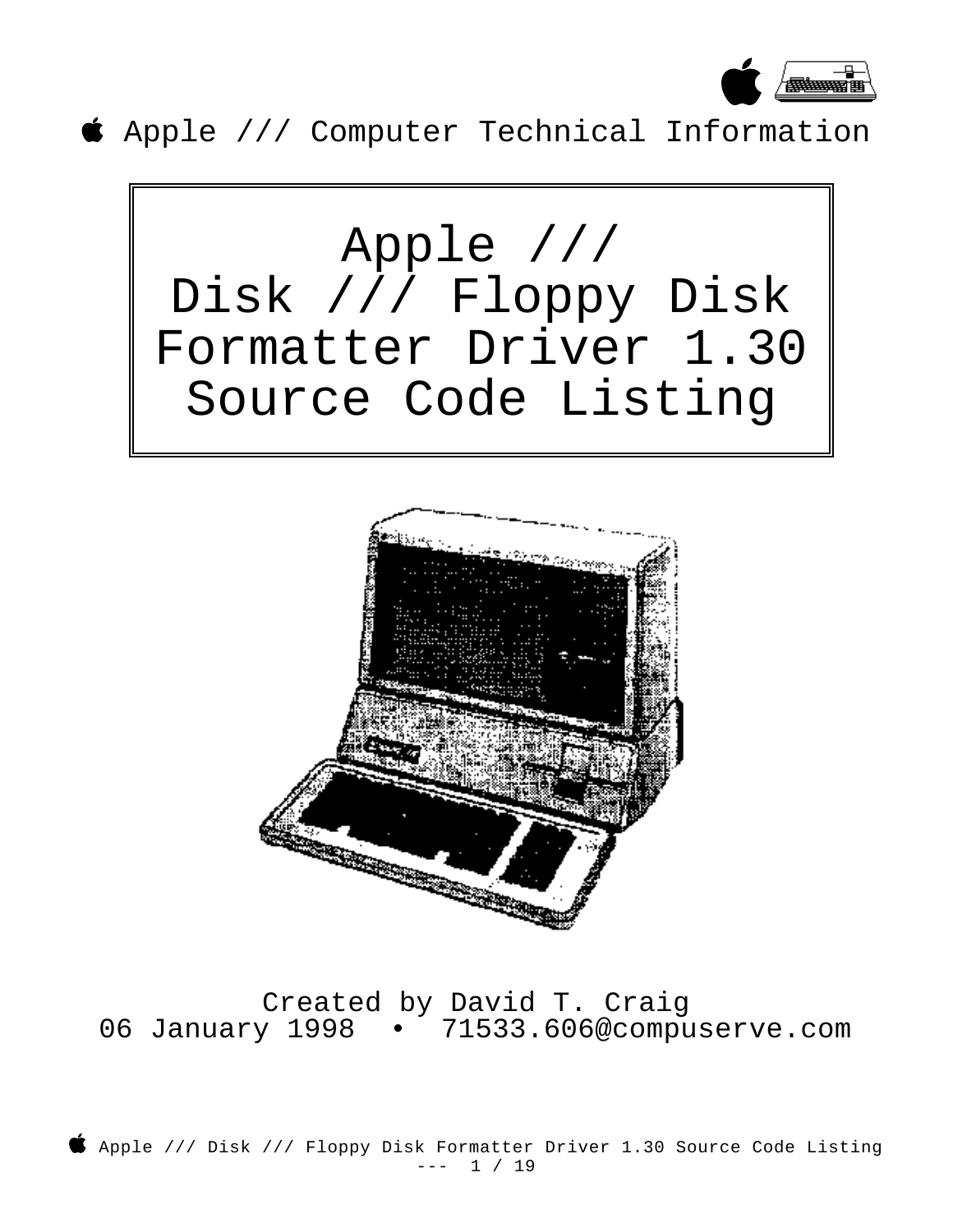Apple /// Computer Technical Information

# Apple /// Disk /// Floppy Disk Formatter Driver 1.30 Source Code Listing

Created by David T. Craig
06 January 1998 • 71533.606@compuserve.com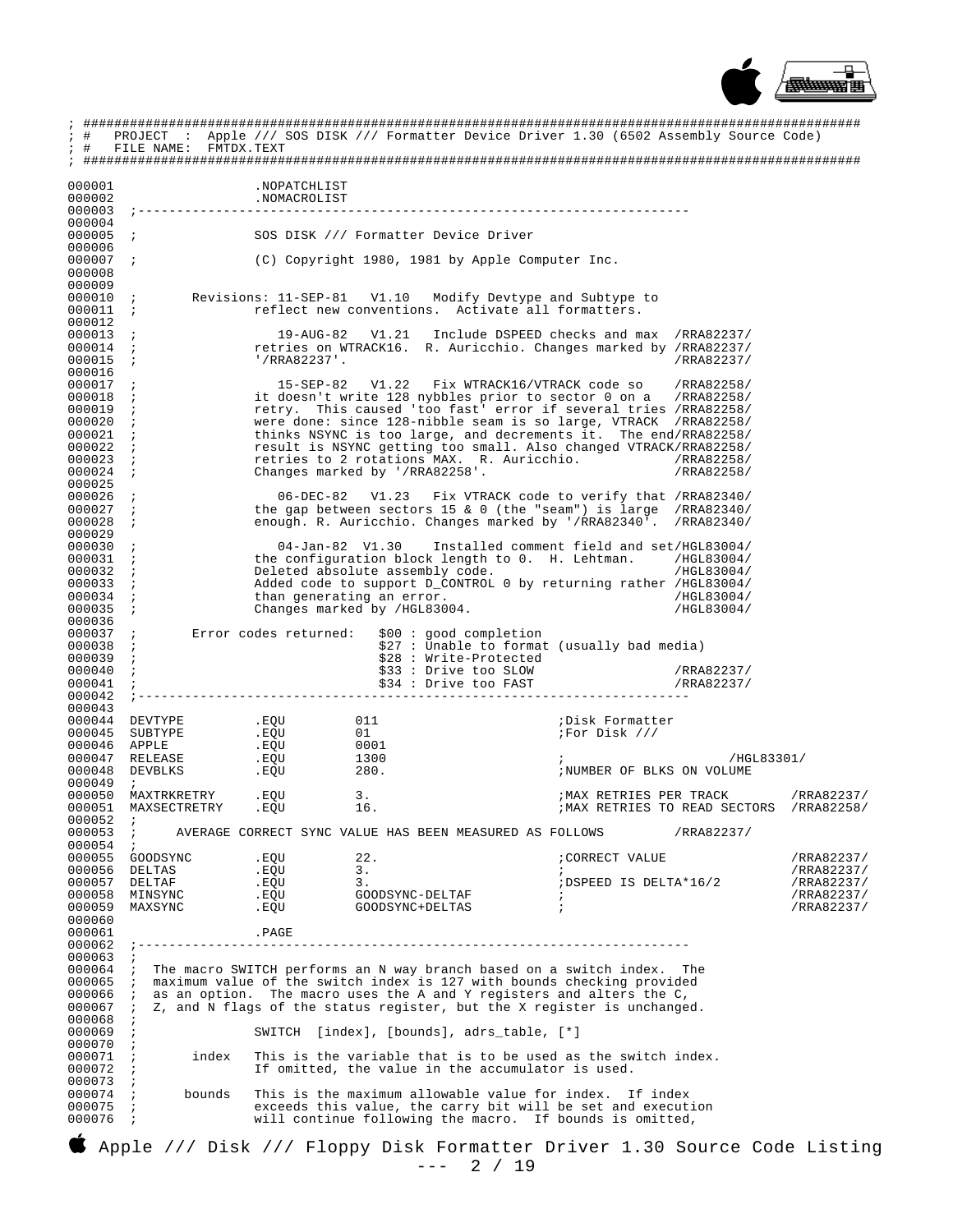```
; ##########################################################################################
; #   PROJECT  :  Apple /// SOS DISK /// Formatter Device Driver 1.30 (6502 Assembly Source Code)
; #   FILE NAME:  FMTDX.TEXT
; ##########################################################################################

000001                  .NOPATCHLIST
000002                  .NOMACROLIST
000003  ;----------------------------------------------------------------------
000004
000005  ;               SOS DISK /// Formatter Device Driver
000006
000007  ;               (C) Copyright 1980, 1981 by Apple Computer Inc.
000008
000009
000010  ;       Revisions: 11-SEP-81   V1.10   Modify Devtype and Subtype to
000011  ;               reflect new conventions.  Activate all formatters.
000012
000013  ;                  19-AUG-82   V1.21   Include DSPEED checks and max  /RRA82237/
000014  ;               retries on WTRACK16.  R. Auricchio. Changes marked by /RRA82237/
000015  ;               '/RRA82237'.                                          /RRA82237/
000016
000017  ;                  15-SEP-82   V1.22   Fix WTRACK16/VTRACK code so    /RRA82258/
000018  ;               it doesn't write 128 nybbles prior to sector 0 on a   /RRA82258/
000019  ;               retry.  This caused 'too fast' error if several tries /RRA82258/
000020  ;               were done: since 128-nibble seam is so large, VTRACK  /RRA82258/
000021  ;               thinks NSYNC is too large, and decrements it.  The end/RRA82258/
000022  ;               result is NSYNC getting too small. Also changed VTRACK/RRA82258/
000023  ;               retries to 2 rotations MAX.  R. Auricchio.            /RRA82258/
000024  ;               Changes marked by '/RRA82258'.                        /RRA82258/
000025
000026  ;                  06-DEC-82   V1.23   Fix VTRACK code to verify that /RRA82340/
000027  ;               the gap between sectors 15 & 0 (the "seam") is large  /RRA82340/
000028  ;               enough. R. Auricchio. Changes marked by '/RRA82340'.  /RRA82340/
000029
000030  ;                  04-Jan-82  V1.30    Installed comment field and set/HGL83004/
000031  ;               the configuration block length to 0.  H. Lehtman.     /HGL83004/
000032  ;               Deleted absolute assembly code.                       /HGL83004/
000033  ;               Added code to support D_CONTROL 0 by returning rather /HGL83004/
000034  ;               than generating an error.                             /HGL83004/
000035  ;               Changes marked by /HGL83004.                          /HGL83004/
000036
000037  ;       Error codes returned:   $00 : good completion
000038  ;                               $27 : Unable to format (usually bad media)
000039  ;                               $28 : Write-Protected
000040  ;                               $33 : Drive too SLOW                  /RRA82237/
000041  ;                               $34 : Drive too FAST                  /RRA82237/
000042  ;----------------------------------------------------------------------
000043
000044  DEVTYPE         .EQU        011                     ;Disk Formatter
000045  SUBTYPE         .EQU        01                      ;For Disk ///
000046  APPLE           .EQU        0001
000047  RELEASE         .EQU        1300                    ;                       /HGL83301/
000048  DEVBLKS         .EQU        280.                    ;NUMBER OF BLKS ON VOLUME
000049  ;
000050  MAXTRKRETRY     .EQU        3.                      ;MAX RETRIES PER TRACK        /RRA82237/
000051  MAXSECTRETRY    .EQU        16.                     ;MAX RETRIES TO READ SECTORS  /RRA82258/
000052  ;
000053  ;     AVERAGE CORRECT SYNC VALUE HAS BEEN MEASURED AS FOLLOWS         /RRA82237/
000054  ;
000055  GOODSYNC        .EQU        22.                     ;CORRECT VALUE                /RRA82237/
000056  DELTAS          .EQU        3.                      ;                             /RRA82237/
000057  DELTAF          .EQU        3.                      ;DSPEED IS DELTA*16/2         /RRA82237/
000058  MINSYNC         .EQU        GOODSYNC-DELTAF         ;                             /RRA82237/
000059  MAXSYNC         .EQU        GOODSYNC+DELTAS         ;                             /RRA82237/
000060
000061                  .PAGE
000062  ;----------------------------------------------------------------------
000063  ;
000064  ;  The macro SWITCH performs an N way branch based on a switch index.  The
000065  ;  maximum value of the switch index is 127 with bounds checking provided
000066  ;  as an option.  The macro uses the A and Y registers and alters the C,
000067  ;  Z, and N flags of the status register, but the X register is unchanged.
000068  ;
000069  ;               SWITCH  [index], [bounds], adrs_table, [*]
000070  ;
000071  ;       index   This is the variable that is to be used as the switch index.
000072  ;               If omitted, the value in the accumulator is used.
000073  ;
000074  ;      bounds   This is the maximum allowable value for index.  If index
000075  ;               exceeds this value, the carry bit will be set and execution
000076  ;               will continue following the macro.  If bounds is omitted,
```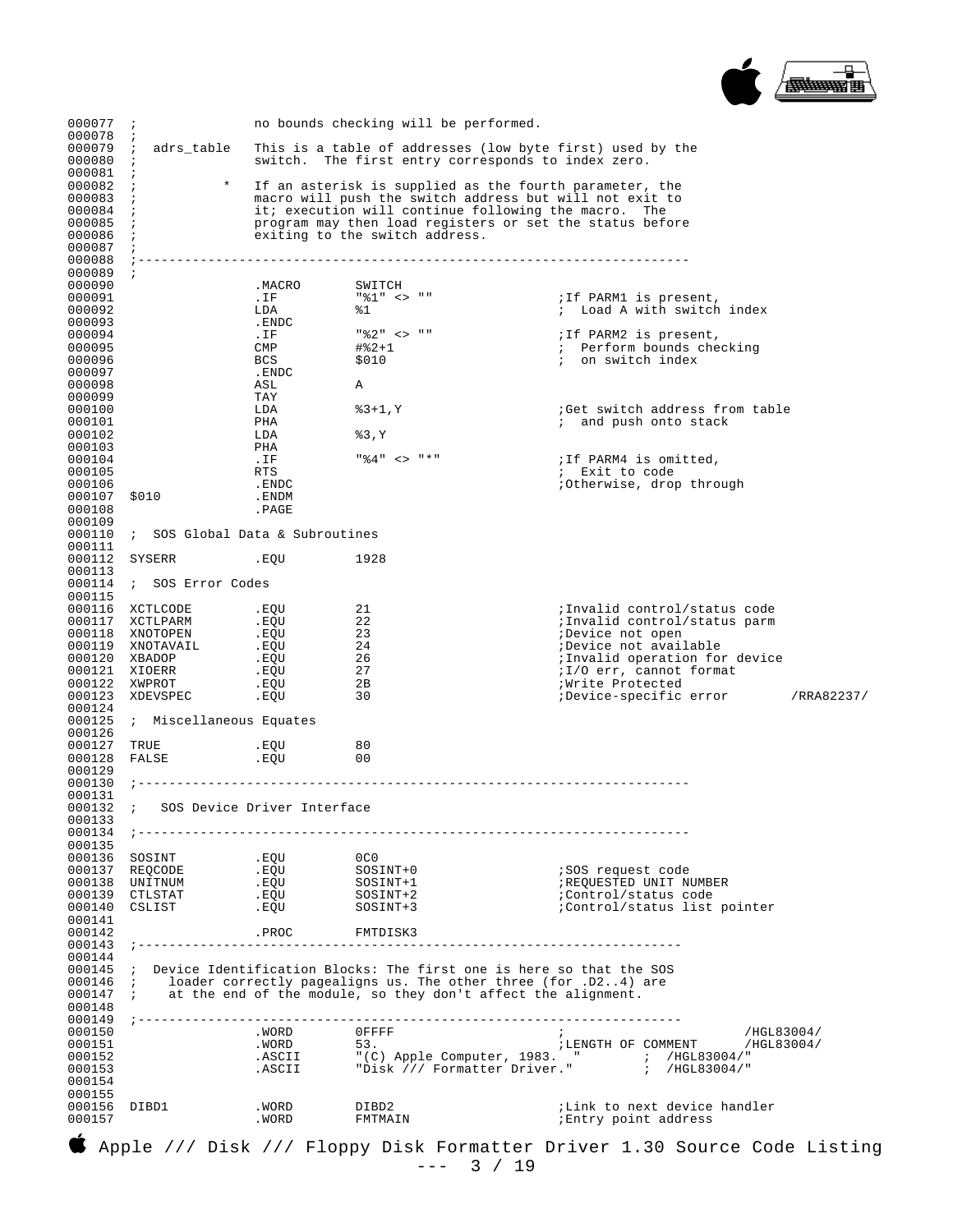```
000077  ;               no bounds checking will be performed.
000078  ;
000079  ;  adrs_table   This is a table of addresses (low byte first) used by the
000080  ;               switch.  The first entry corresponds to index zero.
000081  ;
000082  ;           *   If an asterisk is supplied as the fourth parameter, the
000083  ;               macro will push the switch address but will not exit to
000084  ;               it; execution will continue following the macro.  The
000085  ;               program may then load registers or set the status before
000086  ;               exiting to the switch address.
000087  ;
000088  ;----------------------------------------------------------------------
000089  ;
000090                  .MACRO      SWITCH
000091                  .IF         "%1" <> ""               ;If PARM1 is present,
000092                  LDA         %1                       ;  Load A with switch index
000093                  .ENDC
000094                  .IF         "%2" <> ""               ;If PARM2 is present,
000095                  CMP         #%2+1                    ;  Perform bounds checking
000096                  BCS         $010                     ;  on switch index
000097                  .ENDC
000098                  ASL         A
000099                  TAY
000100                  LDA         %3+1,Y                   ;Get switch address from table
000101                  PHA                                  ;  and push onto stack
000102                  LDA         %3,Y
000103                  PHA
000104                  .IF         "%4" <> "*"              ;If PARM4 is omitted,
000105                  RTS                                  ;  Exit to code
000106                  .ENDC                                ;Otherwise, drop through
000107  $010            .ENDM
000108                  .PAGE
000109
000110  ; SOS Global Data & Subroutines
000111
000112  SYSERR          .EQU        1928
000113
000114  ;  SOS Error Codes
000115
000116  XCTLCODE        .EQU        21                       ;Invalid control/status code
000117  XCTLPARM        .EQU        22                       ;Invalid control/status parm
000118  XNOTOPEN        .EQU        23                       ;Device not open
000119  XNOTAVAIL       .EQU        24                       ;Device not available
000120  XBADOP          .EQU        26                       ;Invalid operation for device
000121  XIOERR          .EQU        27                       ;I/O err, cannot format
000122  XWPROT          .EQU        2B                       ;Write Protected
000123  XDEVSPEC        .EQU        30                       ;Device-specific error        /RRA82237/
000124
000125  ;  Miscellaneous Equates
000126
000127  TRUE            .EQU        80
000128  FALSE           .EQU        00
000129
000130  ;----------------------------------------------------------------------
000131
000132  ;   SOS Device Driver Interface
000133
000134  ;----------------------------------------------------------------------
000135
000136  SOSINT          .EQU        0C0
000137  REQCODE         .EQU        SOSINT+0                 ;SOS request code
000138  UNITNUM         .EQU        SOSINT+1                 ;REQUESTED UNIT NUMBER
000139  CTLSTAT         .EQU        SOSINT+2                 ;Control/status code
000140  CSLIST          .EQU        SOSINT+3                 ;Control/status list pointer
000141
000142                  .PROC       FMTDISK3
000143  ;---------------------------------------------------------------------
000144
000145  ;  Device Identification Blocks: The first one is here so that the SOS
000146  ;    loader correctly pagealigns us. The other three (for .D2..4) are
000147  ;    at the end of the module, so they don't affect the alignment.
000148
000149  ;---------------------------------------------------------------------
000150                  .WORD       0FFFF                    ;                         /HGL83004/
000151                  .WORD       53.                      ;LENGTH OF COMMENT      /HGL83004/
000152                  .ASCII      "(C) Apple Computer, 1983.  "        ;  /HGL83004/"
000153                  .ASCII      "Disk /// Formatter Driver."         ;  /HGL83004/"
000154
000155
000156  DIBD1           .WORD       DIBD2                    ;Link to next device handler
000157                  .WORD       FMTMAIN                  ;Entry point address
```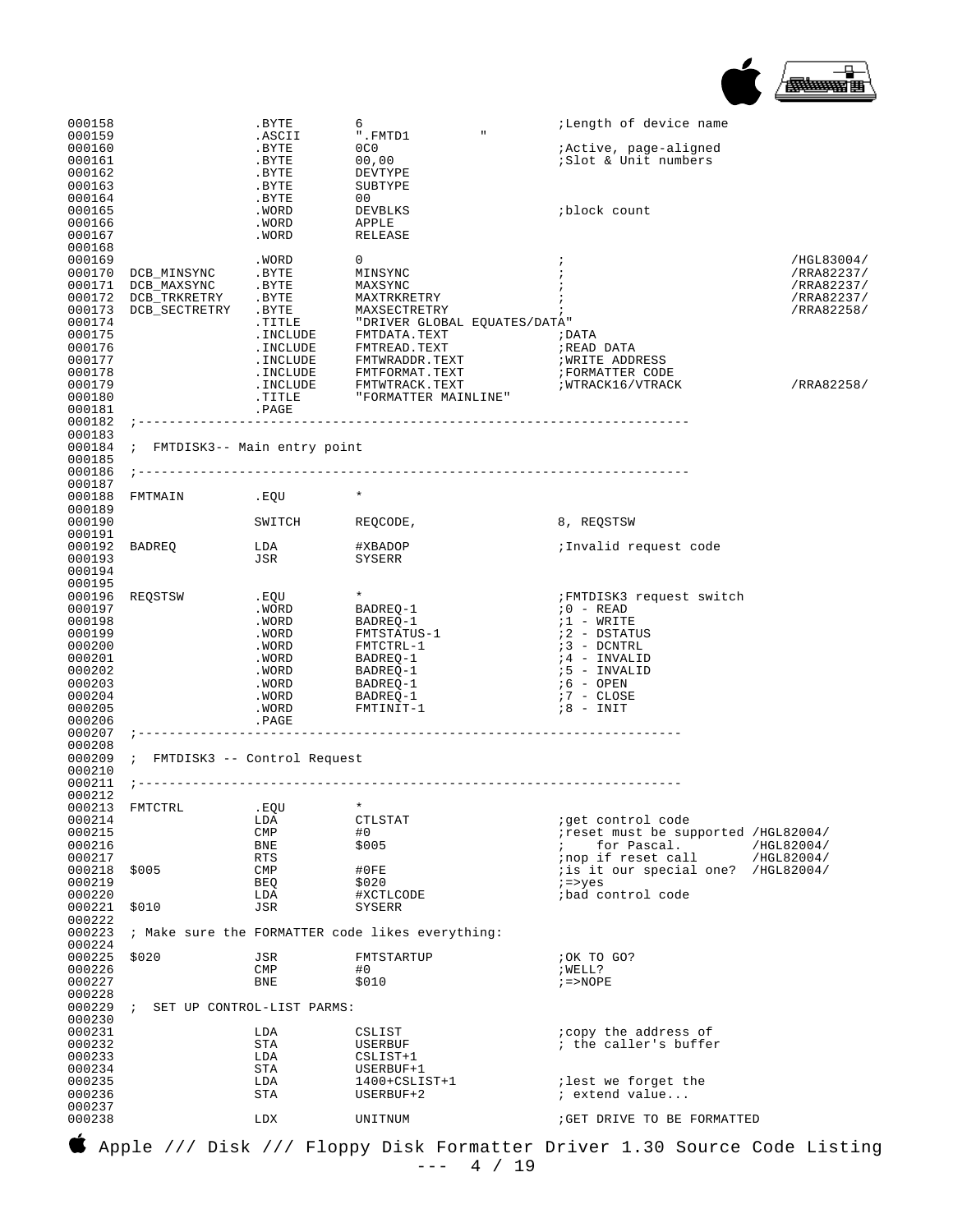```
000158                  .BYTE        6                          ;Length of device name
000159                  .ASCII       ".FMTD1          "
000160                  .BYTE        0C0                        ;Active, page-aligned
000161                  .BYTE        00,00                      ;Slot & Unit numbers
000162                  .BYTE        DEVTYPE
000163                  .BYTE        SUBTYPE
000164                  .BYTE        00
000165                  .WORD        DEVBLKS                    ;block count
000166                  .WORD        APPLE
000167                  .WORD        RELEASE
000168
000169                  .WORD        0                          ;                          /HGL83004/
000170  DCB_MINSYNC     .BYTE        MINSYNC                    ;                          /RRA82237/
000171  DCB_MAXSYNC     .BYTE        MAXSYNC                    ;                          /RRA82237/
000172  DCB_TRKRETRY    .BYTE        MAXTRKRETRY                ;                          /RRA82237/
000173  DCB_SECTRETRY   .BYTE        MAXSECTRETRY               ;                          /RRA82258/
000174                  .TITLE       "DRIVER GLOBAL EQUATES/DATA"
000175                  .INCLUDE     FMTDATA.TEXT               ;DATA
000176                  .INCLUDE     FMTREAD.TEXT               ;READ DATA
000177                  .INCLUDE     FMTWRADDR.TEXT             ;WRITE ADDRESS
000178                  .INCLUDE     FMTFORMAT.TEXT             ;FORMATTER CODE
000179                  .INCLUDE     FMTWTRACK.TEXT             ;WTRACK16/VTRACK           /RRA82258/
000180                  .TITLE       "FORMATTER MAINLINE"
000181                  .PAGE
000182  ;----------------------------------------------------------------------
000183
000184  ;  FMTDISK3-- Main entry point
000185
000186  ;----------------------------------------------------------------------
000187
000188  FMTMAIN         .EQU         *
000189
000190                  SWITCH       REQCODE,                   8, REQSTSW
000191
000192  BADREQ          LDA          #XBADOP                    ;Invalid request code
000193                  JSR          SYSERR
000194
000195
000196  REQSTSW         .EQU         *                          ;FMTDISK3 request switch
000197                  .WORD        BADREQ-1                   ;0 - READ
000198                  .WORD        BADREQ-1                   ;1 - WRITE
000199                  .WORD        FMTSTATUS-1                ;2 - DSTATUS
000200                  .WORD        FMTCTRL-1                  ;3 - DCNTRL
000201                  .WORD        BADREQ-1                   ;4 - INVALID
000202                  .WORD        BADREQ-1                   ;5 - INVALID
000203                  .WORD        BADREQ-1                   ;6 - OPEN
000204                  .WORD        BADREQ-1                   ;7 - CLOSE
000205                  .WORD        FMTINIT-1                  ;8 - INIT
000206                  .PAGE
000207  ;---------------------------------------------------------------------
000208
000209  ;  FMTDISK3 -- Control Request
000210
000211  ;---------------------------------------------------------------------
000212
000213  FMTCTRL         .EQU         *
000214                  LDA          CTLSTAT                    ;get control code
000215                  CMP          #0                         ;reset must be supported /HGL82004/
000216                  BNE          $005                       ;    for Pascal.         /HGL82004/
000217                  RTS                                     ;nop if reset call       /HGL82004/
000218  $005            CMP          #0FE                       ;is it our special one?  /HGL82004/
000219                  BEQ          $020                       ;=>yes
000220                  LDA          #XCTLCODE                  ;bad control code
000221  $010            JSR          SYSERR
000222
000223  ; Make sure the FORMATTER code likes everything:
000224
000225  $020            JSR          FMTSTARTUP                 ;OK TO GO?
000226                  CMP          #0                         ;WELL?
000227                  BNE          $010                       ;=>NOPE
000228
000229  ;  SET UP CONTROL-LIST PARMS:
000230
000231                  LDA          CSLIST                     ;copy the address of
000232                  STA          USERBUF                    ; the caller's buffer
000233                  LDA          CSLIST+1
000234                  STA          USERBUF+1
000235                  LDA          1400+CSLIST+1              ;lest we forget the
000236                  STA          USERBUF+2                  ; extend value...
000237
000238                  LDX          UNITNUM                    ;GET DRIVE TO BE FORMATTED
```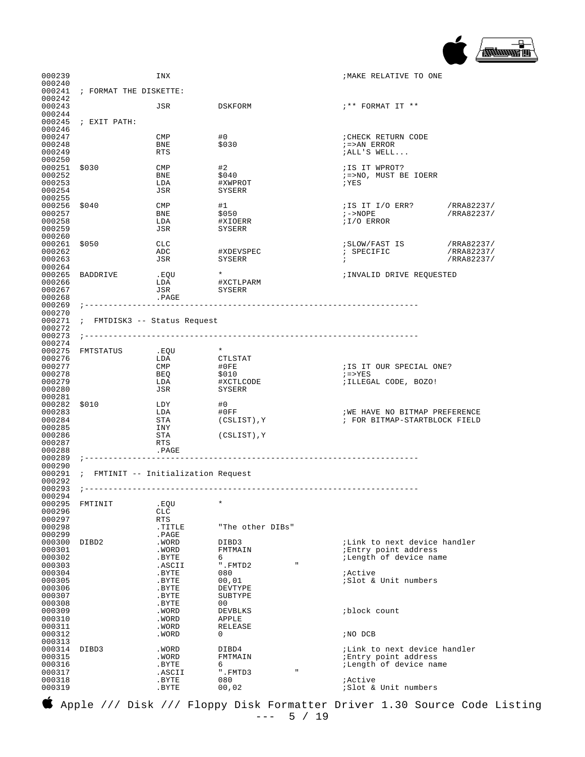```
000239                  INX                                 ;MAKE RELATIVE TO ONE
000240
000241  ; FORMAT THE DISKETTE:
000242
000243                  JSR         DSKFORM                 ;** FORMAT IT **
000244
000245  ; EXIT PATH:
000246
000247                  CMP         #0                      ;CHECK RETURN CODE
000248                  BNE         $030                    ;=>AN ERROR
000249                  RTS                                 ;ALL'S WELL...
000250
000251  $030            CMP         #2                      ;IS IT WPROT?
000252                  BNE         $040                    ;=>NO, MUST BE IOERR
000253                  LDA         #XWPROT                 ;YES
000254                  JSR         SYSERR
000255
000256  $040            CMP         #1                      ;IS IT I/O ERR?       /RRA82237/
000257                  BNE         $050                    ;->NOPE               /RRA82237/
000258                  LDA         #XIOERR                 ;I/O ERROR
000259                  JSR         SYSERR
000260
000261  $050            CLC                                 ;SLOW/FAST IS         /RRA82237/
000262                  ADC         #XDEVSPEC               ; SPECIFIC            /RRA82237/
000263                  JSR         SYSERR                  ;                     /RRA82237/
000264
000265  BADDRIVE        .EQU        *                       ;INVALID DRIVE REQUESTED
000266                  LDA         #XCTLPARM
000267                  JSR         SYSERR
000268                  .PAGE
000269  ;-------------------------------------------------------------------
000270
000271  ;  FMTDISK3 -- Status Request
000272
000273  ;-------------------------------------------------------------------
000274
000275  FMTSTATUS       .EQU        *
000276                  LDA         CTLSTAT
000277                  CMP         #0FE                    ;IS IT OUR SPECIAL ONE?
000278                  BEQ         $010                    ;=>YES
000279                  LDA         #XCTLCODE               ;ILLEGAL CODE, BOZO!
000280                  JSR         SYSERR
000281
000282  $010            LDY         #0
000283                  LDA         #0FF                    ;WE HAVE NO BITMAP PREFERENCE
000284                  STA         (CSLIST),Y              ; FOR BITMAP-STARTBLOCK FIELD
000285                  INY
000286                  STA         (CSLIST),Y
000287                  RTS
000288                  .PAGE
000289  ;-------------------------------------------------------------------
000290
000291  ;  FMTINIT -- Initialization Request
000292
000293  ;-------------------------------------------------------------------
000294
000295  FMTINIT         .EQU        *
000296                  CLC
000297                  RTS
000298                  .TITLE      "The other DIBs"
000299                  .PAGE
000300  DIBD2           .WORD       DIBD3                   ;Link to next device handler
000301                  .WORD       FMTMAIN                 ;Entry point address
000302                  .BYTE       6                       ;Length of device name
000303                  .ASCII      ".FMTD2          "
000304                  .BYTE       080                     ;Active
000305                  .BYTE       00,01                   ;Slot & Unit numbers
000306                  .BYTE       DEVTYPE
000307                  .BYTE       SUBTYPE
000308                  .BYTE       00
000309                  .WORD       DEVBLKS                 ;block count
000310                  .WORD       APPLE
000311                  .WORD       RELEASE
000312                  .WORD       0                       ;NO DCB
000313
000314  DIBD3           .WORD       DIBD4                   ;Link to next device handler
000315                  .WORD       FMTMAIN                 ;Entry point address
000316                  .BYTE       6                       ;Length of device name
000317                  .ASCII      ".FMTD3          "
000318                  .BYTE       080                     ;Active
000319                  .BYTE       00,02                   ;Slot & Unit numbers
```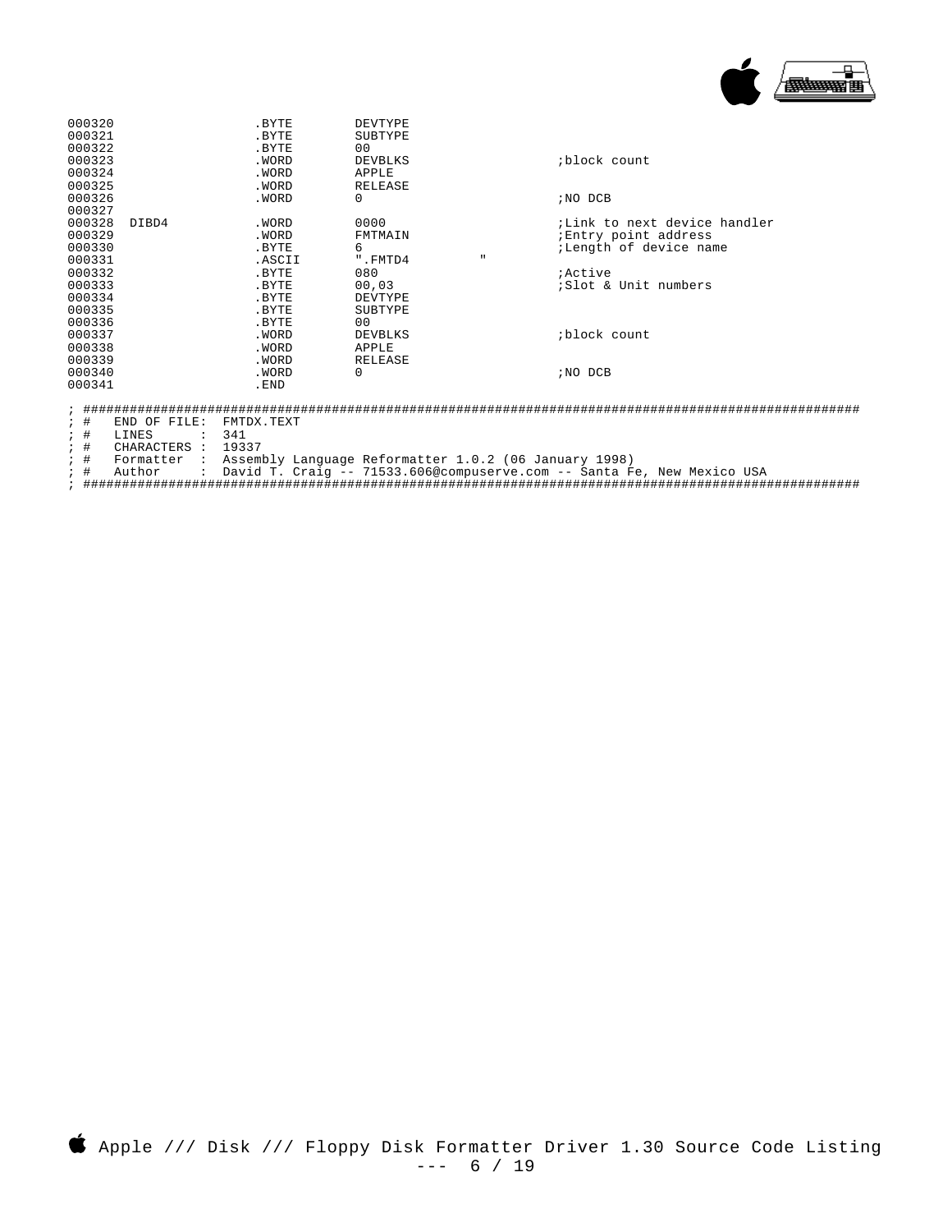```
000320                  .BYTE       DEVTYPE
000321                  .BYTE       SUBTYPE
000322                  .BYTE       00
000323                  .WORD       DEVBLKS                     ;block count
000324                  .WORD       APPLE
000325                  .WORD       RELEASE
000326                  .WORD       0                           ;NO DCB
000327
000328  DIBD4           .WORD       0000                        ;Link to next device handler
000329                  .WORD       FMTMAIN                     ;Entry point address
000330                  .BYTE       6                           ;Length of device name
000331                  .ASCII      ".FMTD4         "
000332                  .BYTE       080                         ;Active
000333                  .BYTE       00,03                       ;Slot & Unit numbers
000334                  .BYTE       DEVTYPE
000335                  .BYTE       SUBTYPE
000336                  .BYTE       00
000337                  .WORD       DEVBLKS                     ;block count
000338                  .WORD       APPLE
000339                  .WORD       RELEASE
000340                  .WORD       0                           ;NO DCB
000341                  .END

; ##########################################################################################################
; #   END OF FILE:  FMTDX.TEXT
; #   LINES      :  341
; #   CHARACTERS :  19337
; #   Formatter  :  Assembly Language Reformatter 1.0.2 (06 January 1998)
; #   Author     :  David T. Craig -- 71533.606@compuserve.com -- Santa Fe, New Mexico USA
; ##########################################################################################################
```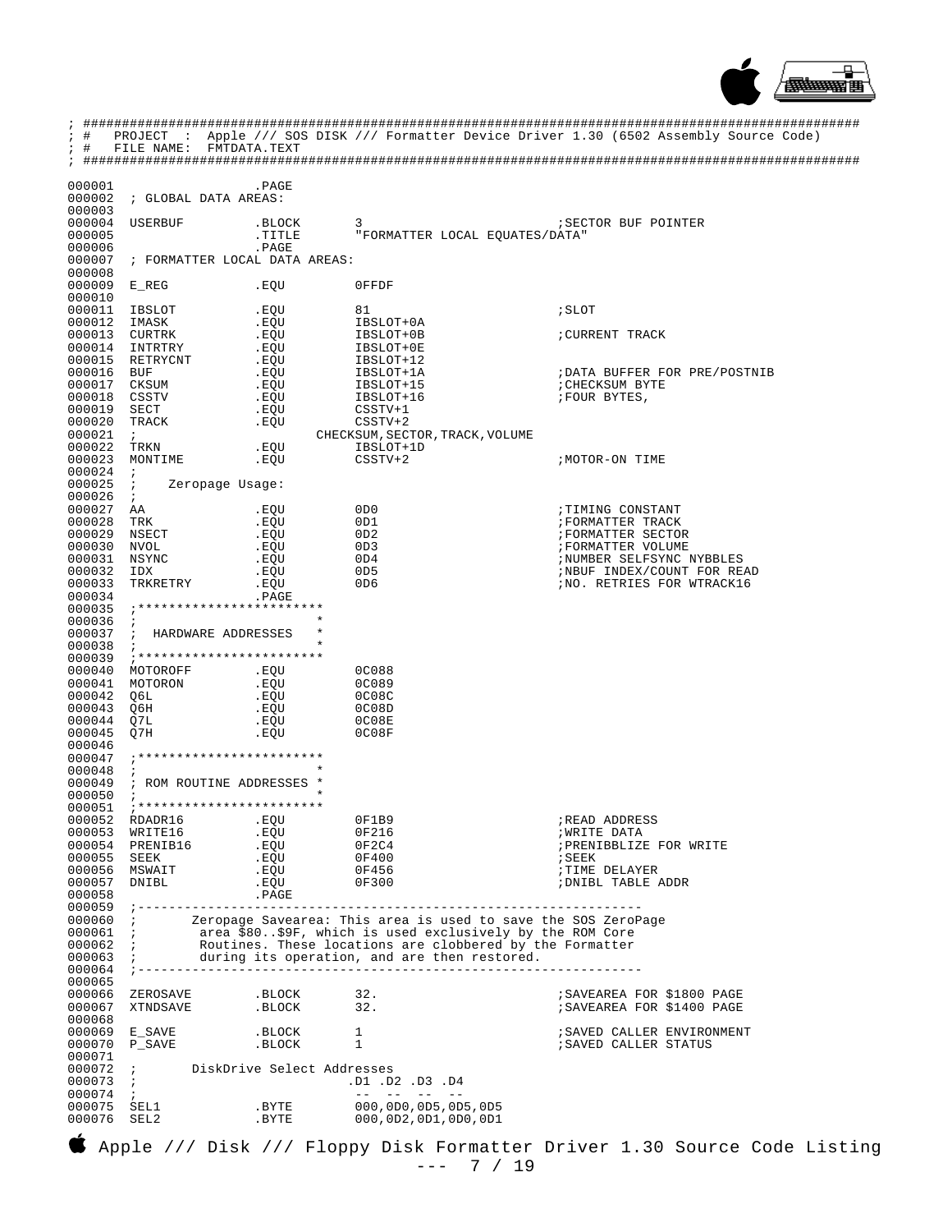```
; ##############################################################################################
; #   PROJECT  :  Apple /// SOS DISK /// Formatter Device Driver 1.30 (6502 Assembly Source Code)
; #   FILE NAME:  FMTDATA.TEXT
; ##############################################################################################

000001                  .PAGE
000002  ; GLOBAL DATA AREAS:
000003
000004  USERBUF         .BLOCK      3                            ;SECTOR BUF POINTER
000005                  .TITLE      "FORMATTER LOCAL EQUATES/DATA"
000006                  .PAGE
000007  ; FORMATTER LOCAL DATA AREAS:
000008
000009  E_REG           .EQU        0FFDF
000010
000011  IBSLOT          .EQU        81                           ;SLOT
000012  IMASK           .EQU        IBSLOT+0A
000013  CURTRK          .EQU        IBSLOT+0B                    ;CURRENT TRACK
000014  INTRTRY         .EQU        IBSLOT+0E
000015  RETRYCNT        .EQU        IBSLOT+12
000016  BUF             .EQU        IBSLOT+1A                    ;DATA BUFFER FOR PRE/POSTNIB
000017  CKSUM           .EQU        IBSLOT+15                    ;CHECKSUM BYTE
000018  CSSTV           .EQU        IBSLOT+16                    ;FOUR BYTES,
000019  SECT            .EQU        CSSTV+1
000020  TRACK           .EQU        CSSTV+2
000021  ;                          CHECKSUM,SECTOR,TRACK,VOLUME
000022  TRKN            .EQU        IBSLOT+1D
000023  MONTIME         .EQU        CSSTV+2                      ;MOTOR-ON TIME
000024  ;
000025  ;     Zeropage Usage:
000026  ;
000027  AA              .EQU        0D0                          ;TIMING CONSTANT
000028  TRK             .EQU        0D1                          ;FORMATTER TRACK
000029  NSECT           .EQU        0D2                          ;FORMATTER SECTOR
000030  NVOL            .EQU        0D3                          ;FORMATTER VOLUME
000031  NSYNC           .EQU        0D4                          ;NUMBER SELFSYNC NYBBLES
000032  IDX             .EQU        0D5                          ;NBUF INDEX/COUNT FOR READ
000033  TRKRETRY        .EQU        0D6                          ;NO. RETRIES FOR WTRACK16
000034                  .PAGE
000035  ;************************
000036  ;                       *
000037  ;  HARDWARE ADDRESSES   *
000038  ;                       *
000039  ;************************
000040  MOTOROFF        .EQU        0C088
000041  MOTORON         .EQU        0C089
000042  Q6L             .EQU        0C08C
000043  Q6H             .EQU        0C08D
000044  Q7L             .EQU        0C08E
000045  Q7H             .EQU        0C08F
000046
000047  ;************************
000048  ;                       *
000049  ; ROM ROUTINE ADDRESSES *
000050  ;                       *
000051  ;************************
000052  RDADR16         .EQU        0F1B9                        ;READ ADDRESS
000053  WRITE16         .EQU        0F216                        ;WRITE DATA
000054  PRENIB16        .EQU        0F2C4                        ;PRENIBBLIZE FOR WRITE
000055  SEEK            .EQU        0F400                        ;SEEK
000056  MSWAIT          .EQU        0F456                        ;TIME DELAYER
000057  DNIBL           .EQU        0F300                        ;DNIBL TABLE ADDR
000058                  .PAGE
000059  ;---------------------------------------------------------------
000060  ;       Zeropage Savearea: This area is used to save the SOS ZeroPage
000061  ;        area $80..$9F, which is used exclusively by the ROM Core
000062  ;        Routines. These locations are clobbered by the Formatter
000063  ;        during its operation, and are then restored.
000064  ;---------------------------------------------------------------
000065
000066  ZEROSAVE        .BLOCK      32.                          ;SAVEAREA FOR $1800 PAGE
000067  XTNDSAVE        .BLOCK      32.                          ;SAVEAREA FOR $1400 PAGE
000068
000069  E_SAVE          .BLOCK      1                            ;SAVED CALLER ENVIRONMENT
000070  P_SAVE          .BLOCK      1                            ;SAVED CALLER STATUS
000071
000072  ;       DiskDrive Select Addresses
000073  ;                           .D1 .D2 .D3 .D4
000074  ;                           --  --  --  --
000075  SEL1            .BYTE       000,0D0,0D5,0D5,0D5
000076  SEL2            .BYTE       000,0D2,0D1,0D0,0D1
```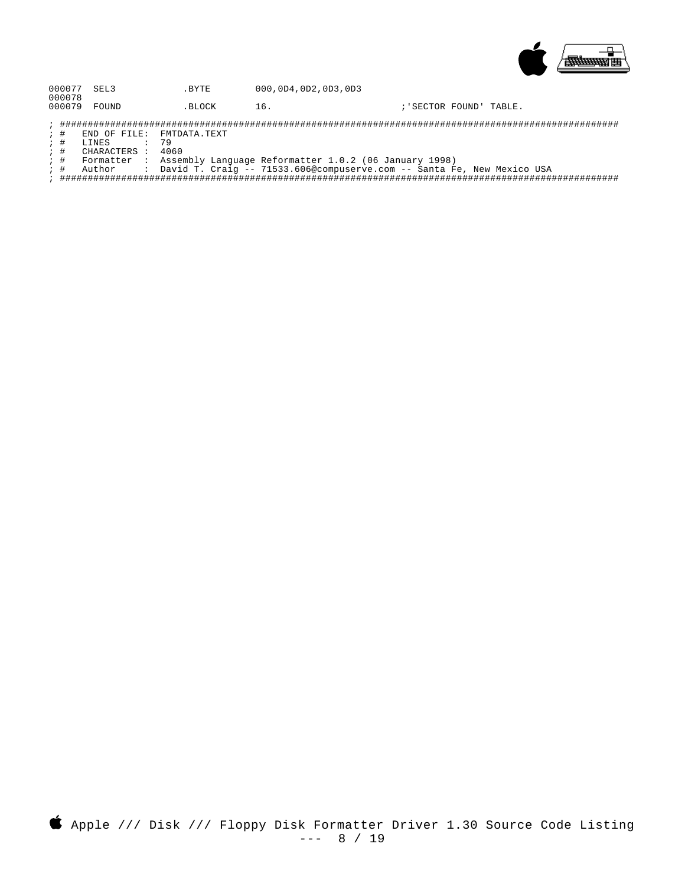```
000077  SEL3           .BYTE       000,0D4,0D2,0D3,0D3
000078
000079  FOUND          .BLOCK      16.                      ;'SECTOR FOUND' TABLE.

; ####################################################################################################
; #    END OF FILE:  FMTDATA.TEXT
; #    LINES      :  79
; #    CHARACTERS :  4060
; #    Formatter  :  Assembly Language Reformatter 1.0.2 (06 January 1998)
; #    Author     :  David T. Craig -- 71533.606@compuserve.com -- Santa Fe, New Mexico USA
; ####################################################################################################
```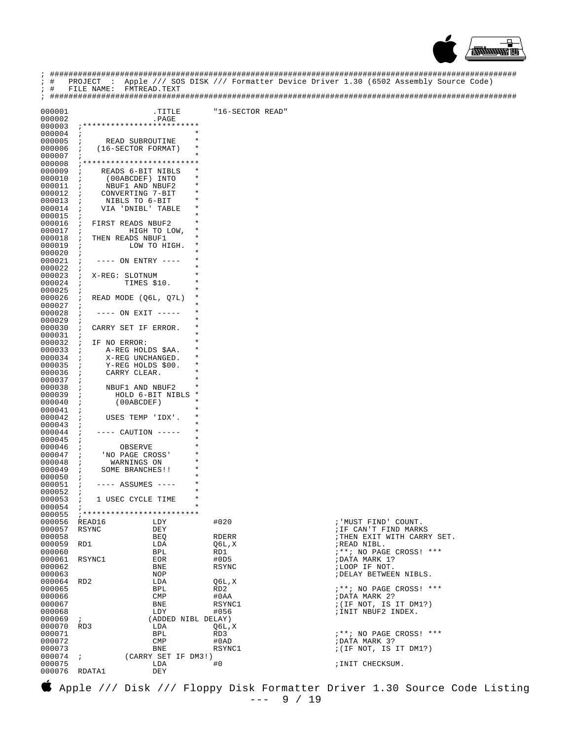```
; ##################################################################################################
; #   PROJECT  :  Apple /// SOS DISK /// Formatter Device Driver 1.30 (6502 Assembly Source Code)
; #   FILE NAME:  FMTREAD.TEXT
; ##################################################################################################

000001                  .TITLE       "16-SECTOR READ"
000002                  .PAGE
000003  ;************************
000004  ;                       *
000005  ;    READ SUBROUTINE    *
000006  ;   (16-SECTOR FORMAT)  *
000007  ;                       *
000008  ;************************
000009  ;    READS 6-BIT NIBLS  *
000010  ;     (00ABCDEF) INTO   *
000011  ;     NBUF1 AND NBUF2   *
000012  ;    CONVERTING 7-BIT   *
000013  ;     NIBLS TO 6-BIT    *
000014  ;    VIA 'DNIBL' TABLE  *
000015  ;                       *
000016  ;  FIRST READS NBUF2    *
000017  ;          HIGH TO LOW, *
000018  ;  THEN READS NBUF1     *
000019  ;          LOW TO HIGH. *
000020  ;                       *
000021  ;   ---- ON ENTRY ----  *
000022  ;                       *
000023  ;  X-REG: SLOTNUM       *
000024  ;         TIMES $10.    *
000025  ;                       *
000026  ;  READ MODE (Q6L, Q7L) *
000027  ;                       *
000028  ;   ---- ON EXIT -----  *
000029  ;                       *
000030  ;  CARRY SET IF ERROR.  *
000031  ;                       *
000032  ;  IF NO ERROR:         *
000033  ;     A-REG HOLDS $AA.  *
000034  ;     X-REG UNCHANGED.  *
000035  ;     Y-REG HOLDS $00.  *
000036  ;     CARRY CLEAR.      *
000037  ;                       *
000038  ;     NBUF1 AND NBUF2   *
000039  ;       HOLD 6-BIT NIBLS *
000040  ;       (00ABCDEF)      *
000041  ;                       *
000042  ;     USES TEMP 'IDX'.  *
000043  ;                       *
000044  ;   ---- CAUTION -----  *
000045  ;                       *
000046  ;        OBSERVE        *
000047  ;    'NO PAGE CROSS'    *
000048  ;      WARNINGS ON      *
000049  ;    SOME BRANCHES!!    *
000050  ;                       *
000051  ;   ---- ASSUMES ----   *
000052  ;                       *
000053  ;   1 USEC CYCLE TIME   *
000054  ;                       *
000055  ;************************
000056  READ16          LDY          #020                      ;'MUST FIND' COUNT.
000057  RSYNC           DEY                                    ;IF CAN'T FIND MARKS
000058                  BEQ          RDERR                     ;THEN EXIT WITH CARRY SET.
000059  RD1             LDA          Q6L,X                     ;READ NIBL.
000060                  BPL          RD1                       ;**; NO PAGE CROSS! ***
000061  RSYNC1          EOR          #0D5                      ;DATA MARK 1?
000062                  BNE          RSYNC                     ;LOOP IF NOT.
000063                  NOP                                    ;DELAY BETWEEN NIBLS.
000064  RD2             LDA          Q6L,X
000065                  BPL          RD2                       ;**; NO PAGE CROSS! ***
000066                  CMP          #0AA                      ;DATA MARK 2?
000067                  BNE          RSYNC1                    ;(IF NOT, IS IT DM1?)
000068                  LDY          #056                      ;INIT NBUF2 INDEX.
000069  ;              (ADDED NIBL DELAY)
000070  RD3             LDA          Q6L,X
000071                  BPL          RD3                       ;**; NO PAGE CROSS! ***
000072                  CMP          #0AD                      ;DATA MARK 3?
000073                  BNE          RSYNC1                    ;(IF NOT, IS IT DM1?)
000074  ;          (CARRY SET IF DM3!)
000075                  LDA          #0                        ;INIT CHECKSUM.
000076  RDATA1          DEY
```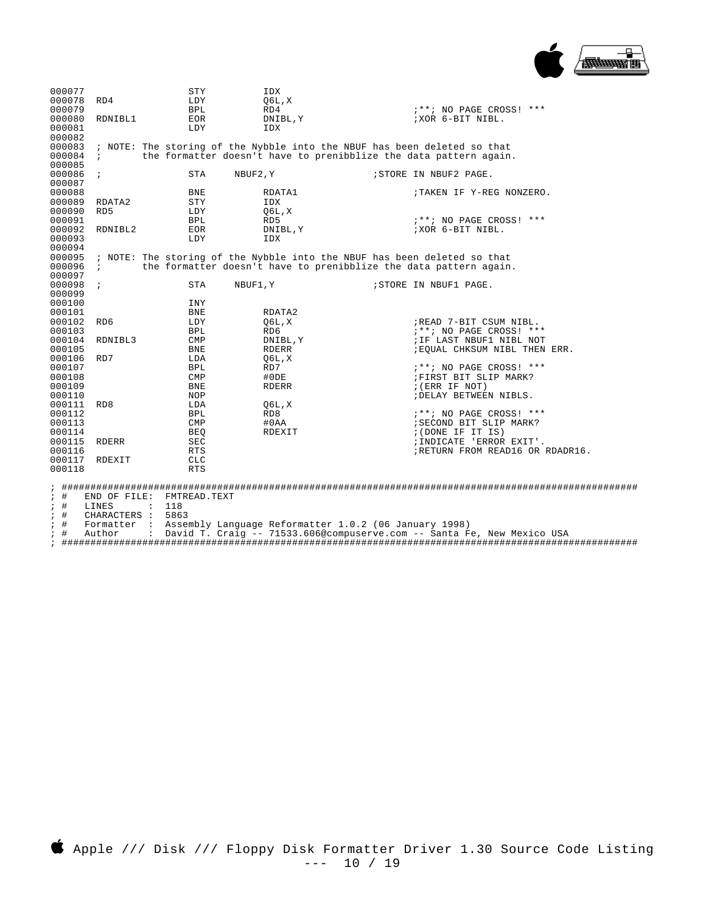```
000077                  STY         IDX
000078  RD4             LDY         Q6L,X
000079                  BPL         RD4                 ;**; NO PAGE CROSS! ***
000080  RDNIBL1         EOR         DNIBL,Y             ;XOR 6-BIT NIBL.
000081                  LDY         IDX
000082
000083  ; NOTE: The storing of the Nybble into the NBUF has been deleted so that
000084  ;       the formatter doesn't have to prenibblize the data pattern again.
000085
000086  ;               STA     NBUF2,Y                 ;STORE IN NBUF2 PAGE.
000087
000088                  BNE         RDATA1              ;TAKEN IF Y-REG NONZERO.
000089  RDATA2          STY         IDX
000090  RD5             LDY         Q6L,X
000091                  BPL         RD5                 ;**; NO PAGE CROSS! ***
000092  RDNIBL2         EOR         DNIBL,Y             ;XOR 6-BIT NIBL.
000093                  LDY         IDX
000094
000095  ; NOTE: The storing of the Nybble into the NBUF has been deleted so that
000096  ;       the formatter doesn't have to prenibblize the data pattern again.
000097
000098  ;               STA     NBUF1,Y                 ;STORE IN NBUF1 PAGE.
000099
000100                  INY
000101                  BNE         RDATA2
000102  RD6             LDY         Q6L,X               ;READ 7-BIT CSUM NIBL.
000103                  BPL         RD6                 ;**; NO PAGE CROSS! ***
000104  RDNIBL3         CMP         DNIBL,Y             ;IF LAST NBUF1 NIBL NOT
000105                  BNE         RDERR               ;EQUAL CHKSUM NIBL THEN ERR.
000106  RD7             LDA         Q6L,X
000107                  BPL         RD7                 ;**; NO PAGE CROSS! ***
000108                  CMP         #0DE                ;FIRST BIT SLIP MARK?
000109                  BNE         RDERR               ;(ERR IF NOT)
000110                  NOP                             ;DELAY BETWEEN NIBLS.
000111  RD8             LDA         Q6L,X
000112                  BPL         RD8                 ;**; NO PAGE CROSS! ***
000113                  CMP         #0AA                ;SECOND BIT SLIP MARK?
000114                  BEQ         RDEXIT              ;(DONE IF IT IS)
000115  RDERR           SEC                             ;INDICATE 'ERROR EXIT'.
000116                  RTS                             ;RETURN FROM READ16 OR RDADR16.
000117  RDEXIT          CLC
000118                  RTS

; ##########################################################################################################
; #   END OF FILE:  FMTREAD.TEXT
; #   LINES       :  118
; #   CHARACTERS  :  5863
; #   Formatter   :  Assembly Language Reformatter 1.0.2 (06 January 1998)
; #   Author      :  David T. Craig -- 71533.606@compuserve.com -- Santa Fe, New Mexico USA
; ##########################################################################################################
```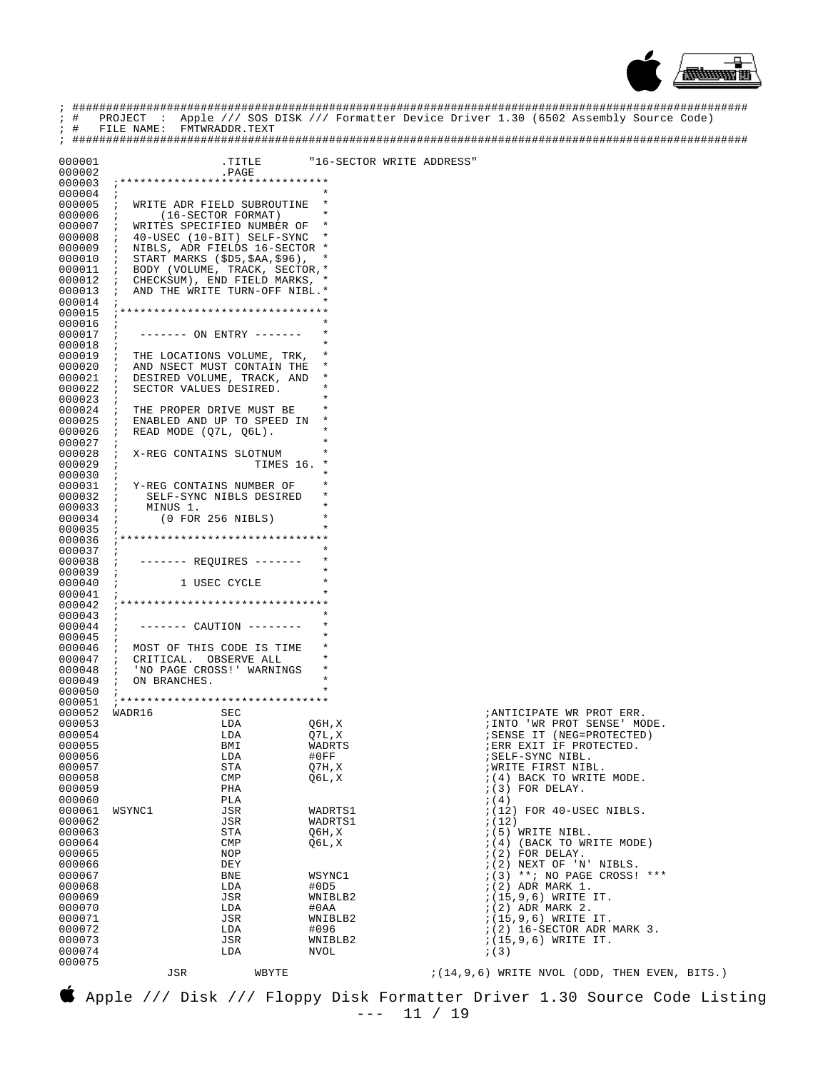```
; ################################################################################################
; #   PROJECT  :  Apple /// SOS DISK /// Formatter Device Driver 1.30 (6502 Assembly Source Code)
; #   FILE NAME:  FMTWRADDR.TEXT
; ################################################################################################

000001                  .TITLE       "16-SECTOR WRITE ADDRESS"
000002                  .PAGE
000003  ;*******************************
000004  ;                              *
000005  ;  WRITE ADR FIELD SUBROUTINE  *
000006  ;      (16-SECTOR FORMAT)      *
000007  ;  WRITES SPECIFIED NUMBER OF  *
000008  ;  40-USEC (10-BIT) SELF-SYNC  *
000009  ;  NIBLS, ADR FIELDS 16-SECTOR *
000010  ;  START MARKS ($D5,$AA,$96),  *
000011  ;  BODY (VOLUME, TRACK, SECTOR,*
000012  ;  CHECKSUM), END FIELD MARKS, *
000013  ;  AND THE WRITE TURN-OFF NIBL.*
000014  ;                              *
000015  ;*******************************
000016  ;                              *
000017  ;   ------- ON ENTRY -------   *
000018  ;                              *
000019  ;  THE LOCATIONS VOLUME, TRK,  *
000020  ;  AND NSECT MUST CONTAIN THE  *
000021  ;  DESIRED VOLUME, TRACK, AND  *
000022  ;  SECTOR VALUES DESIRED.      *
000023  ;                              *
000024  ;  THE PROPER DRIVE MUST BE    *
000025  ;  ENABLED AND UP TO SPEED IN  *
000026  ;  READ MODE (Q7L, Q6L).       *
000027  ;                              *
000028  ;  X-REG CONTAINS SLOTNUM      *
000029  ;                   TIMES 16.  *
000030  ;                              *
000031  ;  Y-REG CONTAINS NUMBER OF    *
000032  ;    SELF-SYNC NIBLS DESIRED   *
000033  ;    MINUS 1.                  *
000034  ;      (0 FOR 256 NIBLS)       *
000035  ;                              *
000036  ;*******************************
000037  ;                              *
000038  ;   ------- REQUIRES -------   *
000039  ;                              *
000040  ;         1 USEC CYCLE         *
000041  ;                              *
000042  ;*******************************
000043  ;                              *
000044  ;   ------- CAUTION --------   *
000045  ;                              *
000046  ;  MOST OF THIS CODE IS TIME   *
000047  ;  CRITICAL.  OBSERVE ALL      *
000048  ;  'NO PAGE CROSS!' WARNINGS   *
000049  ;  ON BRANCHES.                *
000050  ;                              *
000051  ;*******************************
000052  WADR16          SEC                                     ;ANTICIPATE WR PROT ERR.
000053                  LDA         Q6H,X                       ;INTO 'WR PROT SENSE' MODE.
000054                  LDA         Q7L,X                       ;SENSE IT (NEG=PROTECTED)
000055                  BMI         WADRTS                      ;ERR EXIT IF PROTECTED.
000056                  LDA         #0FF                        ;SELF-SYNC NIBL.
000057                  STA         Q7H,X                       ;WRITE FIRST NIBL.
000058                  CMP         Q6L,X                       ;(4) BACK TO WRITE MODE.
000059                  PHA                                     ;(3) FOR DELAY.
000060                  PLA                                     ;(4)
000061  WSYNC1          JSR         WADRTS1                     ;(12) FOR 40-USEC NIBLS.
000062                  JSR         WADRTS1                     ;(12)
000063                  STA         Q6H,X                       ;(5) WRITE NIBL.
000064                  CMP         Q6L,X                       ;(4) (BACK TO WRITE MODE)
000065                  NOP                                     ;(2) FOR DELAY.
000066                  DEY                                     ;(2) NEXT OF 'N' NIBLS.
000067                  BNE         WSYNC1                      ;(3) **; NO PAGE CROSS! ***
000068                  LDA         #0D5                        ;(2) ADR MARK 1.
000069                  JSR         WNIBLB2                     ;(15,9,6) WRITE IT.
000070                  LDA         #0AA                        ;(2) ADR MARK 2.
000071                  JSR         WNIBLB2                     ;(15,9,6) WRITE IT.
000072                  LDA         #096                        ;(2) 16-SECTOR ADR MARK 3.
000073                  JSR         WNIBLB2                     ;(15,9,6) WRITE IT.
000074                  LDA         NVOL                        ;(3)
000075
            JSR          WBYTE                     ;(14,9,6) WRITE NVOL (ODD, THEN EVEN, BITS.)
```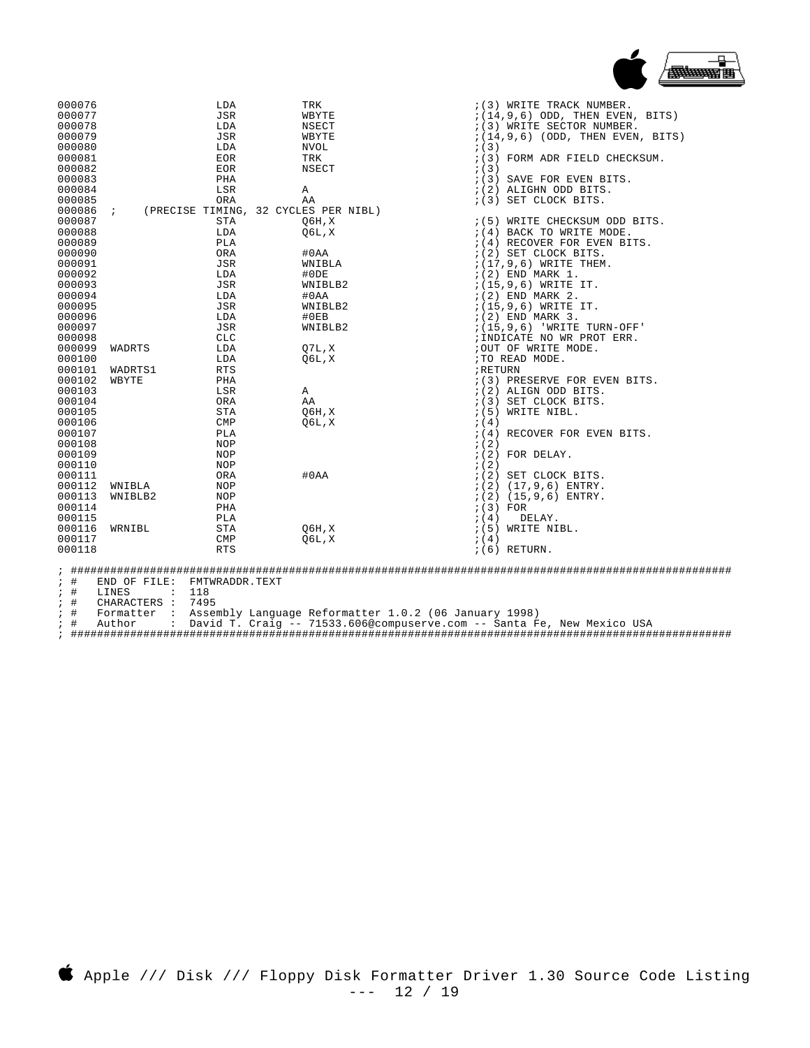```
000076                  LDA         TRK                         ;(3) WRITE TRACK NUMBER.
000077                  JSR         WBYTE                       ;(14,9,6) ODD, THEN EVEN, BITS)
000078                  LDA         NSECT                       ;(3) WRITE SECTOR NUMBER.
000079                  JSR         WBYTE                       ;(14,9,6) (ODD, THEN EVEN, BITS)
000080                  LDA         NVOL                        ;(3)
000081                  EOR         TRK                         ;(3) FORM ADR FIELD CHECKSUM.
000082                  EOR         NSECT                       ;(3)
000083                  PHA                                     ;(3) SAVE FOR EVEN BITS.
000084                  LSR         A                           ;(2) ALIGHN ODD BITS.
000085                  ORA         AA                          ;(3) SET CLOCK BITS.
000086  ;    (PRECISE TIMING, 32 CYCLES PER NIBL)
000087                  STA         Q6H,X                       ;(5) WRITE CHECKSUM ODD BITS.
000088                  LDA         Q6L,X                       ;(4) BACK TO WRITE MODE.
000089                  PLA                                     ;(4) RECOVER FOR EVEN BITS.
000090                  ORA         #0AA                        ;(2) SET CLOCK BITS.
000091                  JSR         WNIBLA                      ;(17,9,6) WRITE THEM.
000092                  LDA         #0DE                        ;(2) END MARK 1.
000093                  JSR         WNIBLB2                     ;(15,9,6) WRITE IT.
000094                  LDA         #0AA                        ;(2) END MARK 2.
000095                  JSR         WNIBLB2                     ;(15,9,6) WRITE IT.
000096                  LDA         #0EB                        ;(2) END MARK 3.
000097                  JSR         WNIBLB2                     ;(15,9,6) 'WRITE TURN-OFF'
000098                  CLC                                     ;INDICATE NO WR PROT ERR.
000099  WADRTS          LDA         Q7L,X                       ;OUT OF WRITE MODE.
000100                  LDA         Q6L,X                       ;TO READ MODE.
000101  WADRTS1         RTS                                     ;RETURN
000102  WBYTE           PHA                                     ;(3) PRESERVE FOR EVEN BITS.
000103                  LSR         A                           ;(2) ALIGN ODD BITS.
000104                  ORA         AA                          ;(3) SET CLOCK BITS.
000105                  STA         Q6H,X                       ;(5) WRITE NIBL.
000106                  CMP         Q6L,X                       ;(4)
000107                  PLA                                     ;(4) RECOVER FOR EVEN BITS.
000108                  NOP                                     ;(2)
000109                  NOP                                     ;(2) FOR DELAY.
000110                  NOP                                     ;(2)
000111                  ORA         #0AA                        ;(2) SET CLOCK BITS.
000112  WNIBLA          NOP                                     ;(2) (17,9,6) ENTRY.
000113  WNIBLB2         NOP                                     ;(2) (15,9,6) ENTRY.
000114                  PHA                                     ;(3) FOR
000115                  PLA                                     ;(4)   DELAY.
000116  WRNIBL          STA         Q6H,X                       ;(5) WRITE NIBL.
000117                  CMP         Q6L,X                       ;(4)
000118                  RTS                                     ;(6) RETURN.

; ########################################################################################################
; #   END OF FILE:  FMTWRADDR.TEXT
; #   LINES      :  118
; #   CHARACTERS :  7495
; #   Formatter  :  Assembly Language Reformatter 1.0.2 (06 January 1998)
; #   Author     :  David T. Craig -- 71533.606@compuserve.com -- Santa Fe, New Mexico USA
; ########################################################################################################
```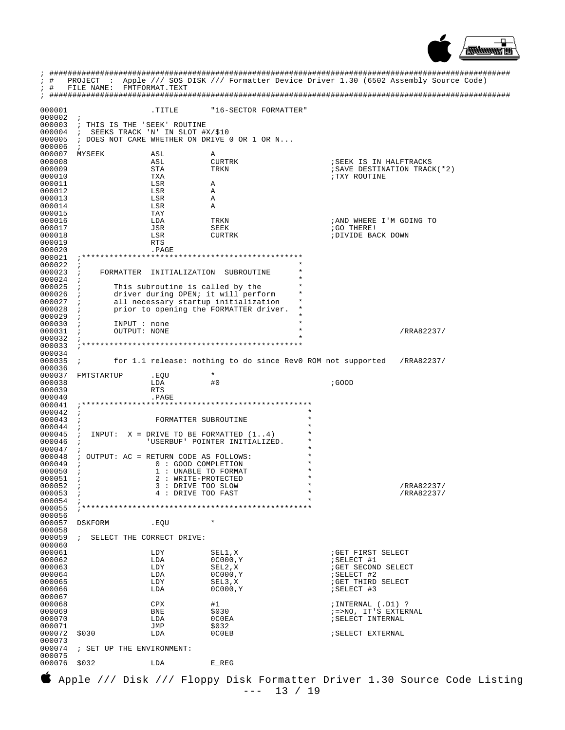```
; ##############################################################################################
; #   PROJECT  :  Apple /// SOS DISK /// Formatter Device Driver 1.30 (6502 Assembly Source Code)
; #   FILE NAME:  FMTFORMAT.TEXT
; ##############################################################################################

000001                 .TITLE      "16-SECTOR FORMATTER"
000002  ;
000003  ; THIS IS THE 'SEEK' ROUTINE
000004  ;  SEEKS TRACK 'N' IN SLOT #X/$10
000005  ; DOES NOT CARE WHETHER ON DRIVE 0 OR 1 OR N...
000006  ;
000007  MYSEEK         ASL         A
000008                 ASL         CURTRK                    ;SEEK IS IN HALFTRACKS
000009                 STA         TRKN                      ;SAVE DESTINATION TRACK(*2)
000010                 TXA                                   ;TXY ROUTINE
000011                 LSR         A
000012                 LSR         A
000013                 LSR         A
000014                 LSR         A
000015                 TAY
000016                 LDA         TRKN                      ;AND WHERE I'M GOING TO
000017                 JSR         SEEK                      ;GO THERE!
000018                 LSR         CURTRK                    ;DIVIDE BACK DOWN
000019                 RTS
000020                 .PAGE
000021  ;***********************************************
000022  ;                                              *
000023  ;    FORMATTER  INITIALIZATION  SUBROUTINE     *
000024  ;                                              *
000025  ;       This subroutine is called by the       *
000026  ;       driver during OPEN; it will perform    *
000027  ;       all necessary startup initialization   *
000028  ;       prior to opening the FORMATTER driver. *
000029  ;                                              *
000030  ;       INPUT : none                           *
000031  ;       OUTPUT: NONE                           *                /RRA82237/
000032  ;                                              *
000033  ;***********************************************
000034
000035  ;       for 1.1 release: nothing to do since Rev0 ROM not supported   /RRA82237/
000036
000037  FMTSTARTUP     .EQU        *
000038                 LDA         #0                        ;GOOD
000039                 RTS
000040                 .PAGE
000041  ;*************************************************
000042  ;                                                *
000043  ;               FORMATTER SUBROUTINE             *
000044  ;                                                *
000045  ;  INPUT:  X = DRIVE TO BE FORMATTED (1..4)      *
000046  ;              'USERBUF' POINTER INITIALIZED.    *
000047  ;                                                *
000048  ; OUTPUT: AC = RETURN CODE AS FOLLOWS:           *
000049  ;               0 : GOOD COMPLETION              *
000050  ;               1 : UNABLE TO FORMAT             *
000051  ;               2 : WRITE-PROTECTED              *
000052  ;               3 : DRIVE TOO SLOW               *              /RRA82237/
000053  ;               4 : DRIVE TOO FAST               *              /RRA82237/
000054  ;                                                *
000055  ;*************************************************
000056
000057  DSKFORM        .EQU        *
000058
000059  ;  SELECT THE CORRECT DRIVE:
000060
000061                 LDY         SEL1,X                    ;GET FIRST SELECT
000062                 LDA         0C000,Y                   ;SELECT #1
000063                 LDY         SEL2,X                    ;GET SECOND SELECT
000064                 LDA         0C000,Y                   ;SELECT #2
000065                 LDY         SEL3,X                    ;GET THIRD SELECT
000066                 LDA         0C000,Y                   ;SELECT #3
000067
000068                 CPX         #1                        ;INTERNAL (.D1) ?
000069                 BNE         $030                      ;=>NO, IT'S EXTERNAL
000070                 LDA         0C0EA                     ;SELECT INTERNAL
000071                 JMP         $032
000072  $030           LDA         0C0EB                     ;SELECT EXTERNAL
000073
000074  ; SET UP THE ENVIRONMENT:
000075
000076  $032           LDA         E_REG
```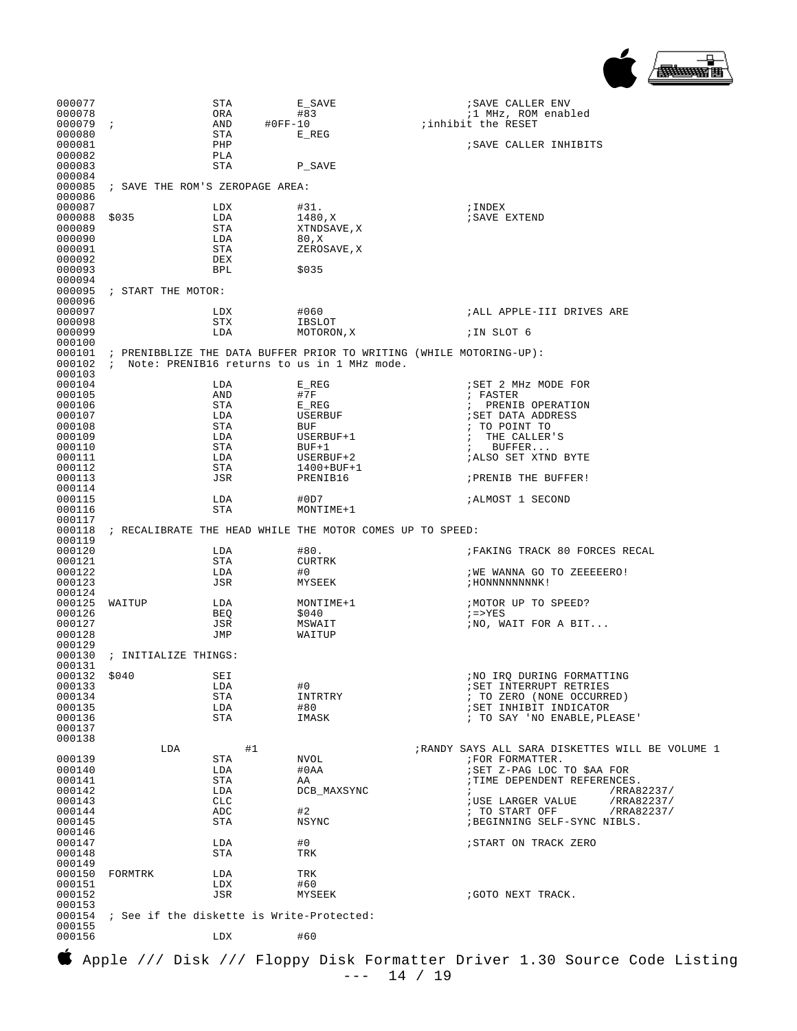```
000077                STA        E_SAVE                   ;SAVE CALLER ENV
000078                ORA        #83                      ;1 MHz, ROM enabled
000079  ;             AND     #0FF-10                 ;inhibit the RESET
000080                STA        E_REG
000081                PHP                                 ;SAVE CALLER INHIBITS
000082                PLA
000083                STA        P_SAVE
000084
000085  ; SAVE THE ROM'S ZEROPAGE AREA:
000086
000087                LDX        #31.                     ;INDEX
000088  $035          LDA        1480,X                   ;SAVE EXTEND
000089                STA        XTNDSAVE,X
000090                LDA        80,X
000091                STA        ZEROSAVE,X
000092                DEX
000093                BPL        $035
000094
000095  ; START THE MOTOR:
000096
000097                LDX        #060                     ;ALL APPLE-III DRIVES ARE
000098                STX        IBSLOT
000099                LDA        MOTORON,X                ;IN SLOT 6
000100
000101  ; PRENIBBLIZE THE DATA BUFFER PRIOR TO WRITING (WHILE MOTORING-UP):
000102  ;  Note: PRENIB16 returns to us in 1 MHz mode.
000103
000104                LDA        E_REG                    ;SET 2 MHz MODE FOR
000105                AND        #7F                      ; FASTER
000106                STA        E_REG                    ;  PRENIB OPERATION
000107                LDA        USERBUF                  ;SET DATA ADDRESS
000108                STA        BUF                      ; TO POINT TO
000109                LDA        USERBUF+1                ;  THE CALLER'S
000110                STA        BUF+1                    ;   BUFFER...
000111                LDA        USERBUF+2                ;ALSO SET XTND BYTE
000112                STA        1400+BUF+1
000113                JSR        PRENIB16                 ;PRENIB THE BUFFER!
000114
000115                LDA        #0D7                     ;ALMOST 1 SECOND
000116                STA        MONTIME+1
000117
000118  ; RECALIBRATE THE HEAD WHILE THE MOTOR COMES UP TO SPEED:
000119
000120                LDA        #80.                     ;FAKING TRACK 80 FORCES RECAL
000121                STA        CURTRK
000122                LDA        #0                       ;WE WANNA GO TO ZEEEEERO!
000123                JSR        MYSEEK                   ;HONNNNNNNNK!
000124
000125  WAITUP        LDA        MONTIME+1                ;MOTOR UP TO SPEED?
000126                BEQ        $040                     ;=>YES
000127                JSR        MSWAIT                   ;NO, WAIT FOR A BIT...
000128                JMP        WAITUP
000129
000130  ; INITIALIZE THINGS:
000131
000132  $040          SEI                                 ;NO IRQ DURING FORMATTING
000133                LDA        #0                       ;SET INTERRUPT RETRIES
000134                STA        INTRTRY                  ; TO ZERO (NONE OCCURRED)
000135                LDA        #80                      ;SET INHIBIT INDICATOR
000136                STA        IMASK                    ; TO SAY 'NO ENABLE,PLEASE'
000137
000138
          LDA         #1                          ;RANDY SAYS ALL SARA DISKETTES WILL BE VOLUME 1
000139                STA        NVOL                     ;FOR FORMATTER.
000140                LDA        #0AA                     ;SET Z-PAG LOC TO $AA FOR
000141                STA        AA                       ;TIME DEPENDENT REFERENCES.
000142                LDA        DCB_MAXSYNC              ;                    /RRA82237/
000143                CLC                                 ;USE LARGER VALUE    /RRA82237/
000144                ADC        #2                       ; TO START OFF       /RRA82237/
000145                STA        NSYNC                    ;BEGINNING SELF-SYNC NIBLS.
000146
000147                LDA        #0                       ;START ON TRACK ZERO
000148                STA        TRK
000149
000150  FORMTRK       LDA        TRK
000151                LDX        #60
000152                JSR        MYSEEK                   ;GOTO NEXT TRACK.
000153
000154  ; See if the diskette is Write-Protected:
000155
000156                LDX        #60
```

Apple /// Disk /// Floppy Disk Formatter Driver 1.30 Source Code Listing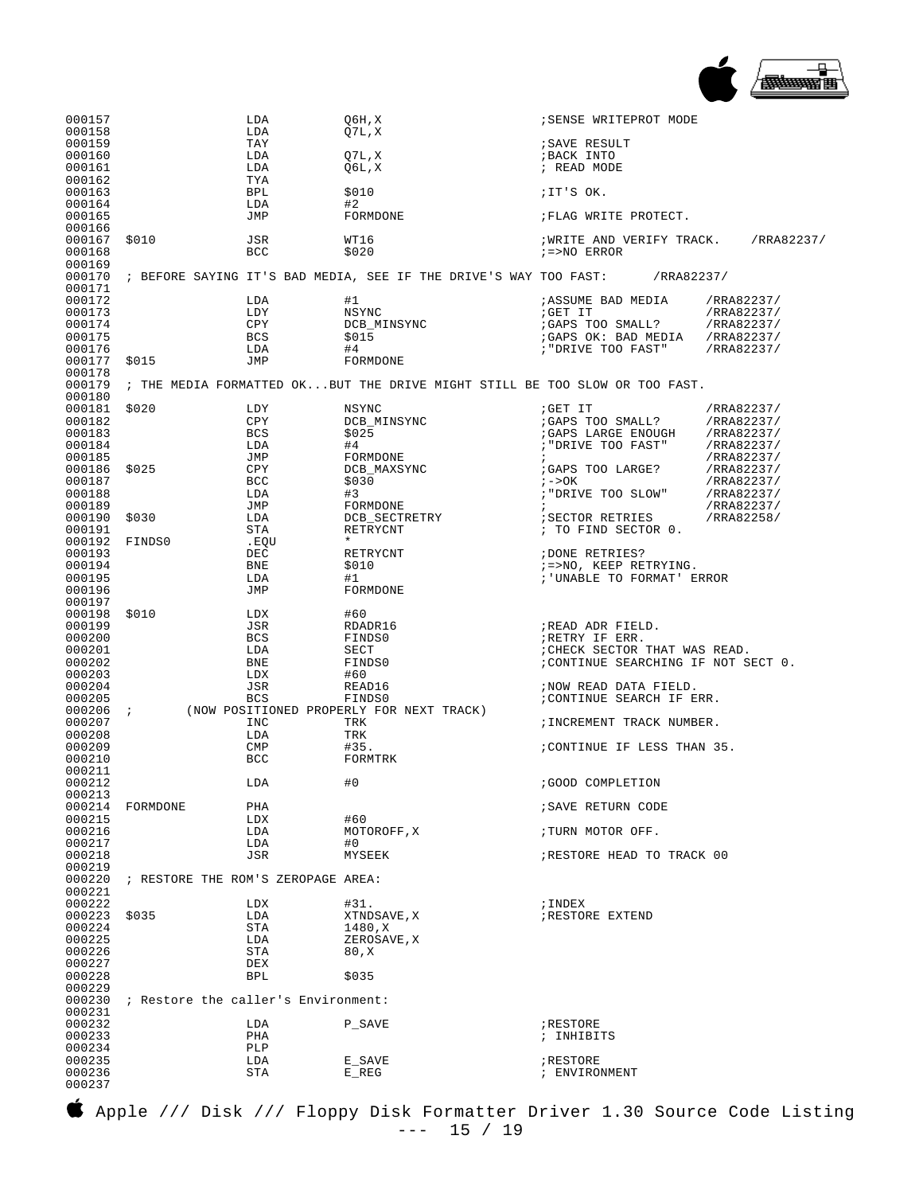```
000157                  LDA         Q6H,X                   ;SENSE WRITEPROT MODE
000158                  LDA         Q7L,X
000159                  TAY                                 ;SAVE RESULT
000160                  LDA         Q7L,X                   ;BACK INTO
000161                  LDA         Q6L,X                   ; READ MODE
000162                  TYA
000163                  BPL         $010                    ;IT'S OK.
000164                  LDA         #2
000165                  JMP         FORMDONE                ;FLAG WRITE PROTECT.
000166
000167  $010            JSR         WT16                    ;WRITE AND VERIFY TRACK.    /RRA82237/
000168                  BCC         $020                    ;=>NO ERROR
000169
000170  ; BEFORE SAYING IT'S BAD MEDIA, SEE IF THE DRIVE'S WAY TOO FAST:      /RRA82237/
000171
000172                  LDA         #1                      ;ASSUME BAD MEDIA     /RRA82237/
000173                  LDY         NSYNC                   ;GET IT               /RRA82237/
000174                  CPY         DCB_MINSYNC             ;GAPS TOO SMALL?      /RRA82237/
000175                  BCS         $015                    ;GAPS OK: BAD MEDIA   /RRA82237/
000176                  LDA         #4                      ;"DRIVE TOO FAST"     /RRA82237/
000177  $015            JMP         FORMDONE
000178
000179  ; THE MEDIA FORMATTED OK...BUT THE DRIVE MIGHT STILL BE TOO SLOW OR TOO FAST.
000180
000181  $020            LDY         NSYNC                   ;GET IT               /RRA82237/
000182                  CPY         DCB_MINSYNC             ;GAPS TOO SMALL?      /RRA82237/
000183                  BCS         $025                    ;GAPS LARGE ENOUGH    /RRA82237/
000184                  LDA         #4                      ;"DRIVE TOO FAST"     /RRA82237/
000185                  JMP         FORMDONE                ;                     /RRA82237/
000186  $025            CPY         DCB_MAXSYNC             ;GAPS TOO LARGE?      /RRA82237/
000187                  BCC         $030                    ;->OK                 /RRA82237/
000188                  LDA         #3                      ;"DRIVE TOO SLOW"     /RRA82237/
000189                  JMP         FORMDONE                ;                     /RRA82237/
000190  $030            LDA         DCB_SECTRETRY           ;SECTOR RETRIES       /RRA82258/
000191                  STA         RETRYCNT                ; TO FIND SECTOR 0.
000192  FINDS0          .EQU        *
000193                  DEC         RETRYCNT                ;DONE RETRIES?
000194                  BNE         $010                    ;=>NO, KEEP RETRYING.
000195                  LDA         #1                      ;'UNABLE TO FORMAT' ERROR
000196                  JMP         FORMDONE
000197
000198  $010            LDX         #60
000199                  JSR         RDADR16                 ;READ ADR FIELD.
000200                  BCS         FINDS0                  ;RETRY IF ERR.
000201                  LDA         SECT                    ;CHECK SECTOR THAT WAS READ.
000202                  BNE         FINDS0                  ;CONTINUE SEARCHING IF NOT SECT 0.
000203                  LDX         #60
000204                  JSR         READ16                  ;NOW READ DATA FIELD.
000205                  BCS         FINDS0                  ;CONTINUE SEARCH IF ERR.
000206  ;       (NOW POSITIONED PROPERLY FOR NEXT TRACK)
000207                  INC         TRK                     ;INCREMENT TRACK NUMBER.
000208                  LDA         TRK
000209                  CMP         #35.                    ;CONTINUE IF LESS THAN 35.
000210                  BCC         FORMTRK
000211
000212                  LDA         #0                      ;GOOD COMPLETION
000213
000214  FORMDONE        PHA                                 ;SAVE RETURN CODE
000215                  LDX         #60
000216                  LDA         MOTOROFF,X              ;TURN MOTOR OFF.
000217                  LDA         #0
000218                  JSR         MYSEEK                  ;RESTORE HEAD TO TRACK 00
000219
000220  ; RESTORE THE ROM'S ZEROPAGE AREA:
000221
000222                  LDX         #31.                    ;INDEX
000223  $035            LDA         XTNDSAVE,X              ;RESTORE EXTEND
000224                  STA         1480,X
000225                  LDA         ZEROSAVE,X
000226                  STA         80,X
000227                  DEX
000228                  BPL         $035
000229
000230  ; Restore the caller's Environment:
000231
000232                  LDA         P_SAVE                  ;RESTORE
000233                  PHA                                 ; INHIBITS
000234                  PLP
000235                  LDA         E_SAVE                  ;RESTORE
000236                  STA         E_REG                   ; ENVIRONMENT
000237
```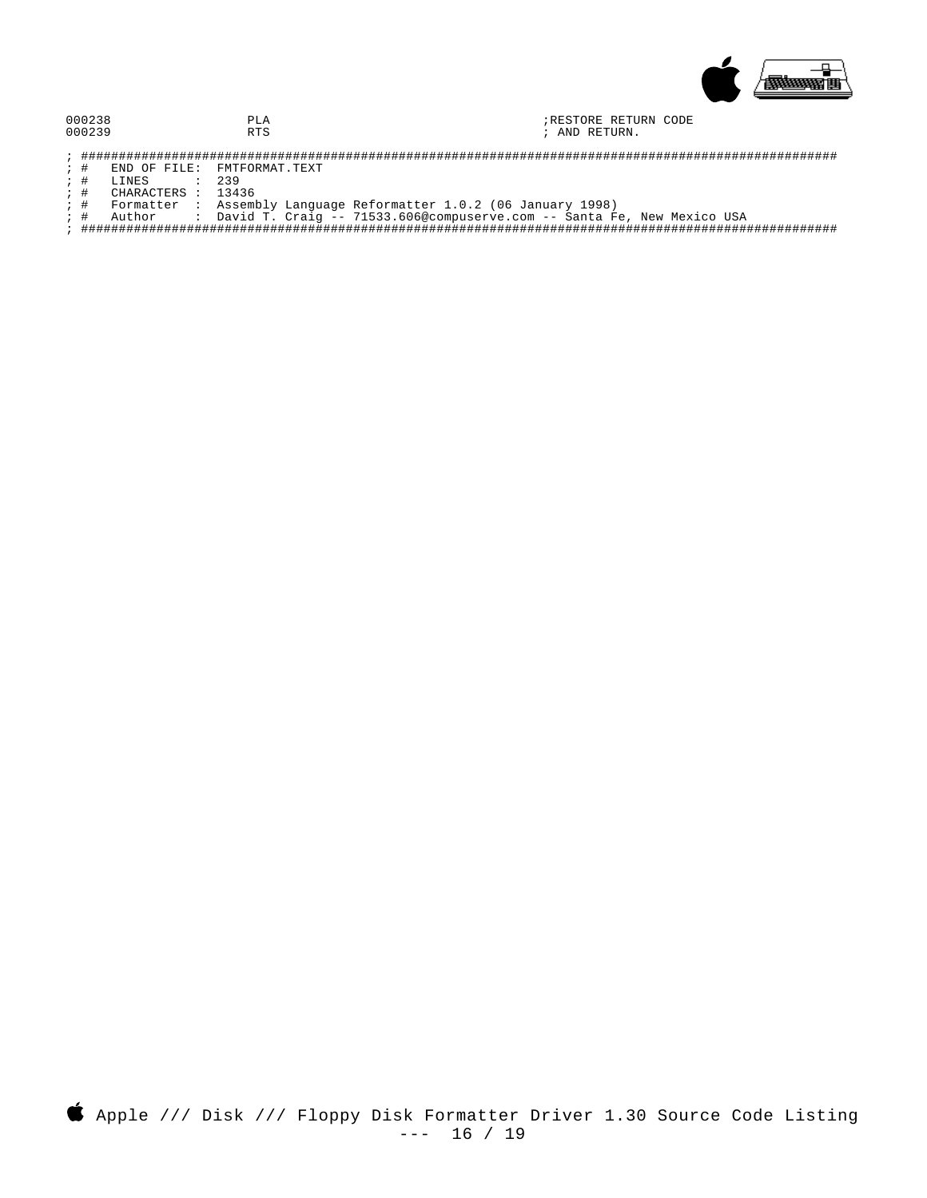```
000238                  PLA                                                 ;RESTORE RETURN CODE
000239                  RTS                                                 ; AND RETURN.

; ######################################################################################################
; #    END OF FILE:  FMTFORMAT.TEXT
; #    LINES      :  239
; #    CHARACTERS :  13436
; #    Formatter  :  Assembly Language Reformatter 1.0.2 (06 January 1998)
; #    Author     :  David T. Craig -- 71533.606@compuserve.com -- Santa Fe, New Mexico USA
; ######################################################################################################
```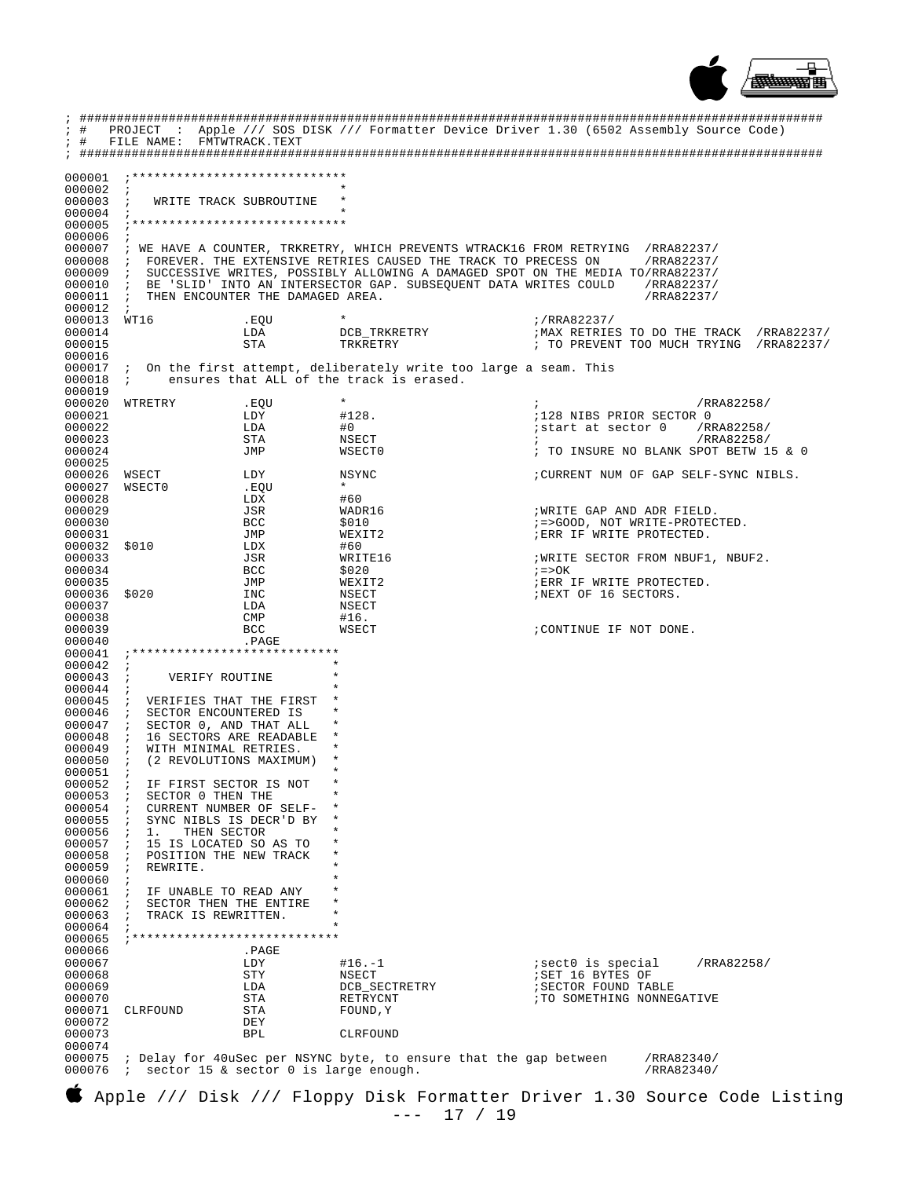```
; ##############################################################################################
; #   PROJECT  :  Apple /// SOS DISK /// Formatter Device Driver 1.30 (6502 Assembly Source Code)
; #   FILE NAME:  FMTWTRACK.TEXT
; ##############################################################################################

000001  ;****************************
000002  ;                           *
000003  ;   WRITE TRACK SUBROUTINE  *
000004  ;                           *
000005  ;****************************
000006  ;
000007  ; WE HAVE A COUNTER, TRKRETRY, WHICH PREVENTS WTRACK16 FROM RETRYING  /RRA82237/
000008  ;  FOREVER. THE EXTENSIVE RETRIES CAUSED THE TRACK TO PRECESS ON      /RRA82237/
000009  ;  SUCCESSIVE WRITES, POSSIBLY ALLOWING A DAMAGED SPOT ON THE MEDIA TO/RRA82237/
000010  ;  BE 'SLID' INTO AN INTERSECTOR GAP. SUBSEQUENT DATA WRITES COULD    /RRA82237/
000011  ;  THEN ENCOUNTER THE DAMAGED AREA.                                   /RRA82237/
000012  ;
000013  WT16            .EQU        *                       ;/RRA82237/
000014                  LDA         DCB_TRKRETRY            ;MAX RETRIES TO DO THE TRACK  /RRA82237/
000015                  STA         TRKRETRY                ; TO PREVENT TOO MUCH TRYING  /RRA82237/
000016
000017  ;  On the first attempt, deliberately write too large a seam. This
000018  ;     ensures that ALL of the track is erased.
000019
000020  WTRETRY         .EQU        *                       ;                     /RRA82258/
000021                  LDY         #128.                   ;128 NIBS PRIOR SECTOR 0
000022                  LDA         #0                      ;start at sector 0    /RRA82258/
000023                  STA         NSECT                   ;                     /RRA82258/
000024                  JMP         WSECT0                  ; TO INSURE NO BLANK SPOT BETW 15 & 0
000025
000026  WSECT           LDY         NSYNC                   ;CURRENT NUM OF GAP SELF-SYNC NIBLS.
000027  WSECT0          .EQU        *
000028                  LDX         #60
000029                  JSR         WADR16                  ;WRITE GAP AND ADR FIELD.
000030                  BCC         $010                    ;=>GOOD, NOT WRITE-PROTECTED.
000031                  JMP         WEXIT2                  ;ERR IF WRITE PROTECTED.
000032  $010            LDX         #60
000033                  JSR         WRITE16                 ;WRITE SECTOR FROM NBUF1, NBUF2.
000034                  BCC         $020                    ;=>OK
000035                  JMP         WEXIT2                  ;ERR IF WRITE PROTECTED.
000036  $020            INC         NSECT                   ;NEXT OF 16 SECTORS.
000037                  LDA         NSECT
000038                  CMP         #16.
000039                  BCC         WSECT                   ;CONTINUE IF NOT DONE.
000040                  .PAGE
000041  ;***************************
000042  ;                          *
000043  ;     VERIFY ROUTINE       *
000044  ;                          *
000045  ;  VERIFIES THAT THE FIRST *
000046  ;  SECTOR ENCOUNTERED IS   *
000047  ;  SECTOR 0, AND THAT ALL  *
000048  ;  16 SECTORS ARE READABLE *
000049  ;  WITH MINIMAL RETRIES.   *
000050  ;  (2 REVOLUTIONS MAXIMUM) *
000051  ;                          *
000052  ;  IF FIRST SECTOR IS NOT  *
000053  ;  SECTOR 0 THEN THE       *
000054  ;  CURRENT NUMBER OF SELF- *
000055  ;  SYNC NIBLS IS DECR'D BY *
000056  ;  1.   THEN SECTOR        *
000057  ;  15 IS LOCATED SO AS TO  *
000058  ;  POSITION THE NEW TRACK  *
000059  ;  REWRITE.                *
000060  ;                          *
000061  ;  IF UNABLE TO READ ANY   *
000062  ;  SECTOR THEN THE ENTIRE  *
000063  ;  TRACK IS REWRITTEN.     *
000064  ;                          *
000065  ;***************************
000066                  .PAGE
000067                  LDY         #16.-1                  ;sect0 is special     /RRA82258/
000068                  STY         NSECT                   ;SET 16 BYTES OF
000069                  LDA         DCB_SECTRETRY           ;SECTOR FOUND TABLE
000070                  STA         RETRYCNT                ;TO SOMETHING NONNEGATIVE
000071  CLRFOUND        STA         FOUND,Y
000072                  DEY
000073                  BPL         CLRFOUND
000074
000075  ; Delay for 40uSec per NSYNC byte, to ensure that the gap between     /RRA82340/
000076  ;  sector 15 & sector 0 is large enough.                              /RRA82340/
```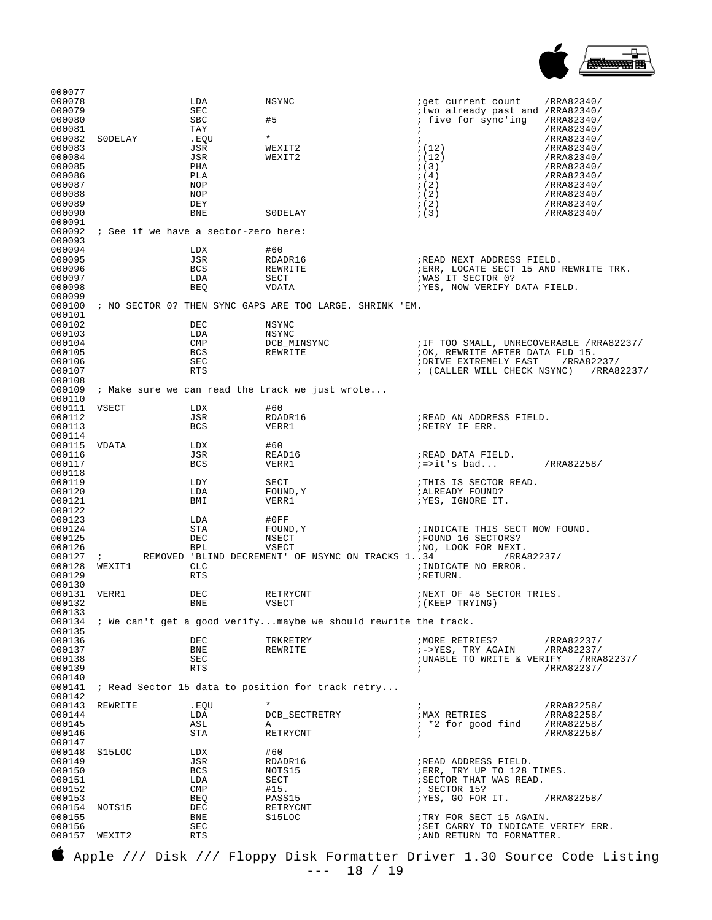```
000077
000078                LDA         NSYNC                   ;get current count    /RRA82340/
000079                SEC                                 ;two already past and /RRA82340/
000080                SBC         #5                      ; five for sync'ing   /RRA82340/
000081                TAY                                 ;                     /RRA82340/
000082  S0DELAY       .EQU        *                       ;                     /RRA82340/
000083                JSR         WEXIT2                  ;(12)                 /RRA82340/
000084                JSR         WEXIT2                  ;(12)                 /RRA82340/
000085                PHA                                 ;(3)                  /RRA82340/
000086                PLA                                 ;(4)                  /RRA82340/
000087                NOP                                 ;(2)                  /RRA82340/
000088                NOP                                 ;(2)                  /RRA82340/
000089                DEY                                 ;(2)                  /RRA82340/
000090                BNE         S0DELAY                 ;(3)                  /RRA82340/
000091
000092  ; See if we have a sector-zero here:
000093
000094                LDX         #60
000095                JSR         RDADR16                 ;READ NEXT ADDRESS FIELD.
000096                BCS         REWRITE                 ;ERR, LOCATE SECT 15 AND REWRITE TRK.
000097                LDA         SECT                    ;WAS IT SECTOR 0?
000098                BEQ         VDATA                   ;YES, NOW VERIFY DATA FIELD.
000099
000100  ; NO SECTOR 0? THEN SYNC GAPS ARE TOO LARGE. SHRINK 'EM.
000101
000102                DEC         NSYNC
000103                LDA         NSYNC
000104                CMP         DCB_MINSYNC             ;IF TOO SMALL, UNRECOVERABLE /RRA82237/
000105                BCS         REWRITE                 ;OK, REWRITE AFTER DATA FLD 15.
000106                SEC                                 ;DRIVE EXTREMELY FAST    /RRA82237/
000107                RTS                                 ; (CALLER WILL CHECK NSYNC)   /RRA82237/
000108
000109  ; Make sure we can read the track we just wrote...
000110
000111  VSECT         LDX         #60
000112                JSR         RDADR16                 ;READ AN ADDRESS FIELD.
000113                BCS         VERR1                   ;RETRY IF ERR.
000114
000115  VDATA         LDX         #60
000116                JSR         READ16                  ;READ DATA FIELD.
000117                BCS         VERR1                   ;=>it's bad...        /RRA82258/
000118
000119                LDY         SECT                    ;THIS IS SECTOR READ.
000120                LDA         FOUND,Y                 ;ALREADY FOUND?
000121                BMI         VERR1                   ;YES, IGNORE IT.
000122
000123                LDA         #0FF
000124                STA         FOUND,Y                 ;INDICATE THIS SECT NOW FOUND.
000125                DEC         NSECT                   ;FOUND 16 SECTORS?
000126                BPL         VSECT                   ;NO, LOOK FOR NEXT.
000127  ;       REMOVED 'BLIND DECREMENT' OF NSYNC ON TRACKS 1..34          /RRA82237/
000128  WEXIT1        CLC                                 ;INDICATE NO ERROR.
000129                RTS                                 ;RETURN.
000130
000131  VERR1         DEC         RETRYCNT                ;NEXT OF 48 SECTOR TRIES.
000132                BNE         VSECT                   ;(KEEP TRYING)
000133
000134  ; We can't get a good verify...maybe we should rewrite the track.
000135
000136                DEC         TRKRETRY                ;MORE RETRIES?        /RRA82237/
000137                BNE         REWRITE                 ;->YES, TRY AGAIN     /RRA82237/
000138                SEC                                 ;UNABLE TO WRITE & VERIFY   /RRA82237/
000139                RTS                                 ;                     /RRA82237/
000140
000141  ; Read Sector 15 data to position for track retry...
000142
000143  REWRITE       .EQU        *                       ;                     /RRA82258/
000144                LDA         DCB_SECTRETRY           ;MAX RETRIES          /RRA82258/
000145                ASL         A                       ; *2 for good find    /RRA82258/
000146                STA         RETRYCNT                ;                     /RRA82258/
000147
000148  S15LOC        LDX         #60
000149                JSR         RDADR16                 ;READ ADDRESS FIELD.
000150                BCS         NOTS15                  ;ERR, TRY UP TO 128 TIMES.
000151                LDA         SECT                    ;SECTOR THAT WAS READ.
000152                CMP         #15.                    ; SECTOR 15?
000153                BEQ         PASS15                  ;YES, GO FOR IT.      /RRA82258/
000154  NOTS15        DEC         RETRYCNT
000155                BNE         S15LOC                  ;TRY FOR SECT 15 AGAIN.
000156                SEC                                 ;SET CARRY TO INDICATE VERIFY ERR.
000157  WEXIT2        RTS                                 ;AND RETURN TO FORMATTER.
```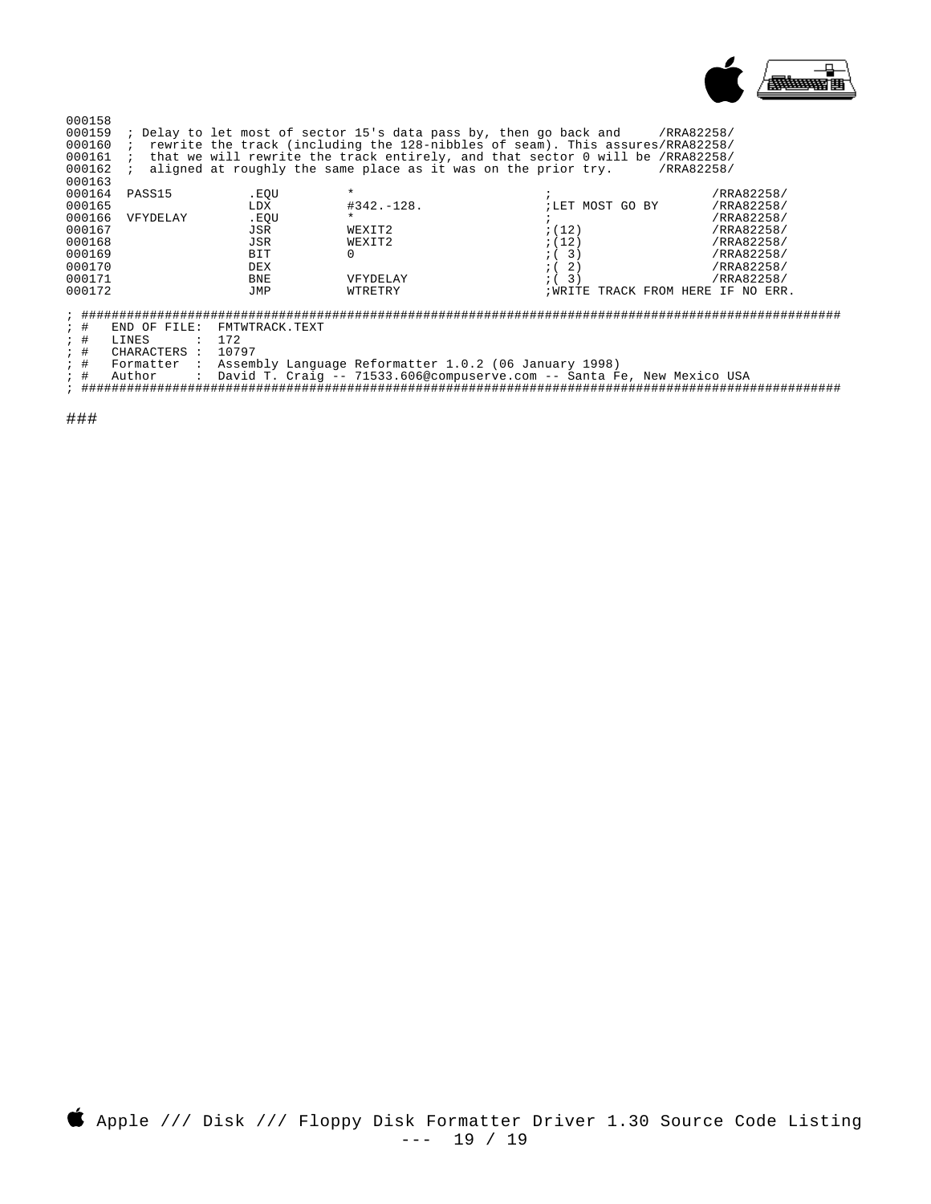```
000158
000159  ; Delay to let most of sector 15's data pass by, then go back and     /RRA82258/
000160  ;  rewrite the track (including the 128-nibbles of seam). This assures/RRA82258/
000161  ;  that we will rewrite the track entirely, and that sector 0 will be /RRA82258/
000162  ;  aligned at roughly the same place as it was on the prior try.      /RRA82258/
000163
000164  PASS15          .EQU          *                       ;                       /RRA82258/
000165                  LDX           #342.-128.              ;LET MOST GO BY         /RRA82258/
000166  VFYDELAY        .EQU          *                       ;                       /RRA82258/
000167                  JSR           WEXIT2                  ;(12)                   /RRA82258/
000168                  JSR           WEXIT2                  ;(12)                   /RRA82258/
000169                  BIT           0                       ;( 3)                   /RRA82258/
000170                  DEX                                   ;( 2)                   /RRA82258/
000171                  BNE           VFYDELAY                ;( 3)                   /RRA82258/
000172                  JMP           WTRETRY                 ;WRITE TRACK FROM HERE IF NO ERR.

; ##########################################################################################################
; #   END OF FILE:  FMTWTRACK.TEXT
; #   LINES      :  172
; #   CHARACTERS :  10797
; #   Formatter  :  Assembly Language Reformatter 1.0.2 (06 January 1998)
; #   Author     :  David T. Craig -- 71533.606@compuserve.com -- Santa Fe, New Mexico USA
; ##########################################################################################################
```

###